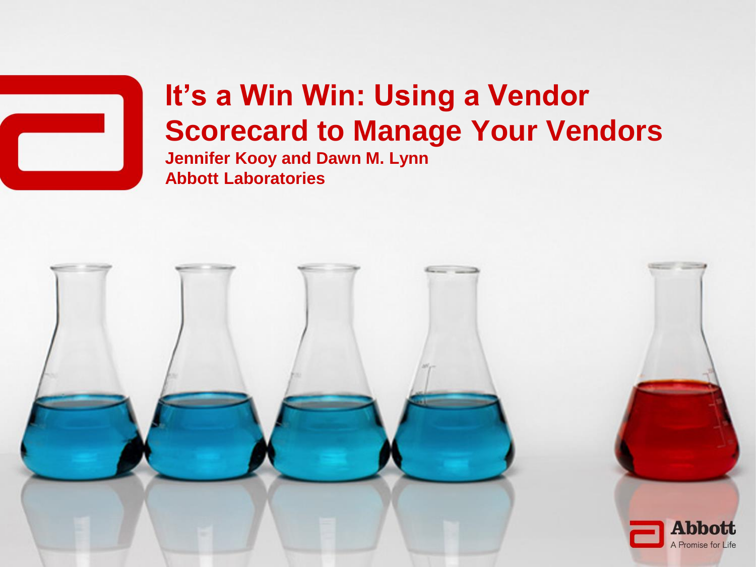# It's a Win Win: Using a Vendor Scorecard to Manage Your Vendors

**Jennifer Kooy and Dawn M. Lynn**
**Abbott Laboratories**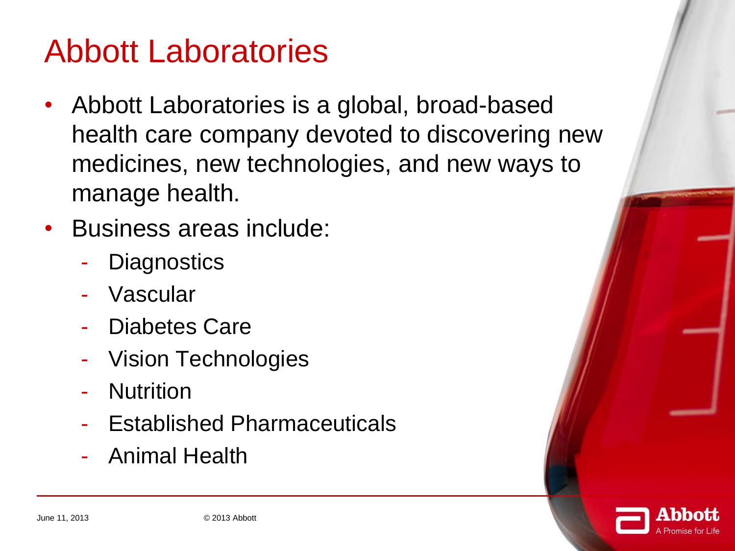# Abbott Laboratories

- Abbott Laboratories is a global, broad-based health care company devoted to discovering new medicines, new technologies, and new ways to manage health.
- Business areas include:
  - Diagnostics
  - Vascular
  - Diabetes Care
  - Vision Technologies
  - Nutrition
  - Established Pharmaceuticals
  - Animal Health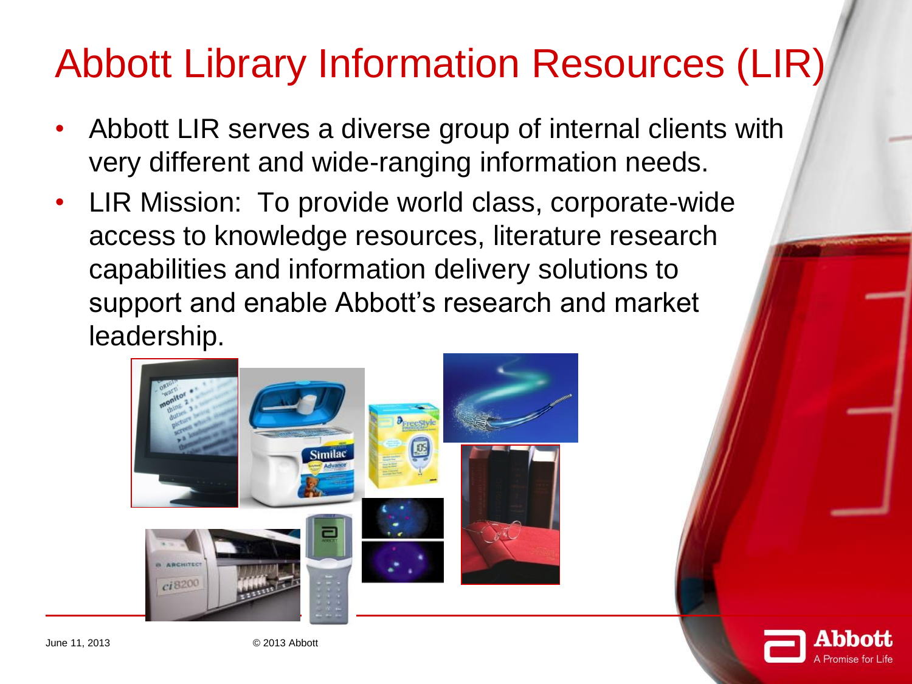# Abbott Library Information Resources (LIR)

- Abbott LIR serves a diverse group of internal clients with very different and wide-ranging information needs.
- LIR Mission: To provide world class, corporate-wide access to knowledge resources, literature research capabilities and information delivery solutions to support and enable Abbott's research and market leadership.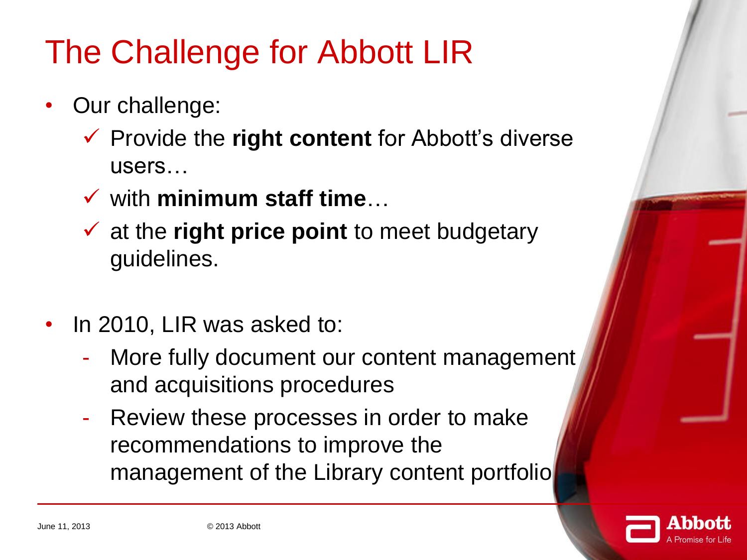# The Challenge for Abbott LIR

- Our challenge:
  - ✓ Provide the **right content** for Abbott's diverse users…
  - ✓ with **minimum staff time**…
  - ✓ at the **right price point** to meet budgetary guidelines.

- In 2010, LIR was asked to:
  - More fully document our content management and acquisitions procedures
  - Review these processes in order to make recommendations to improve the management of the Library content portfolio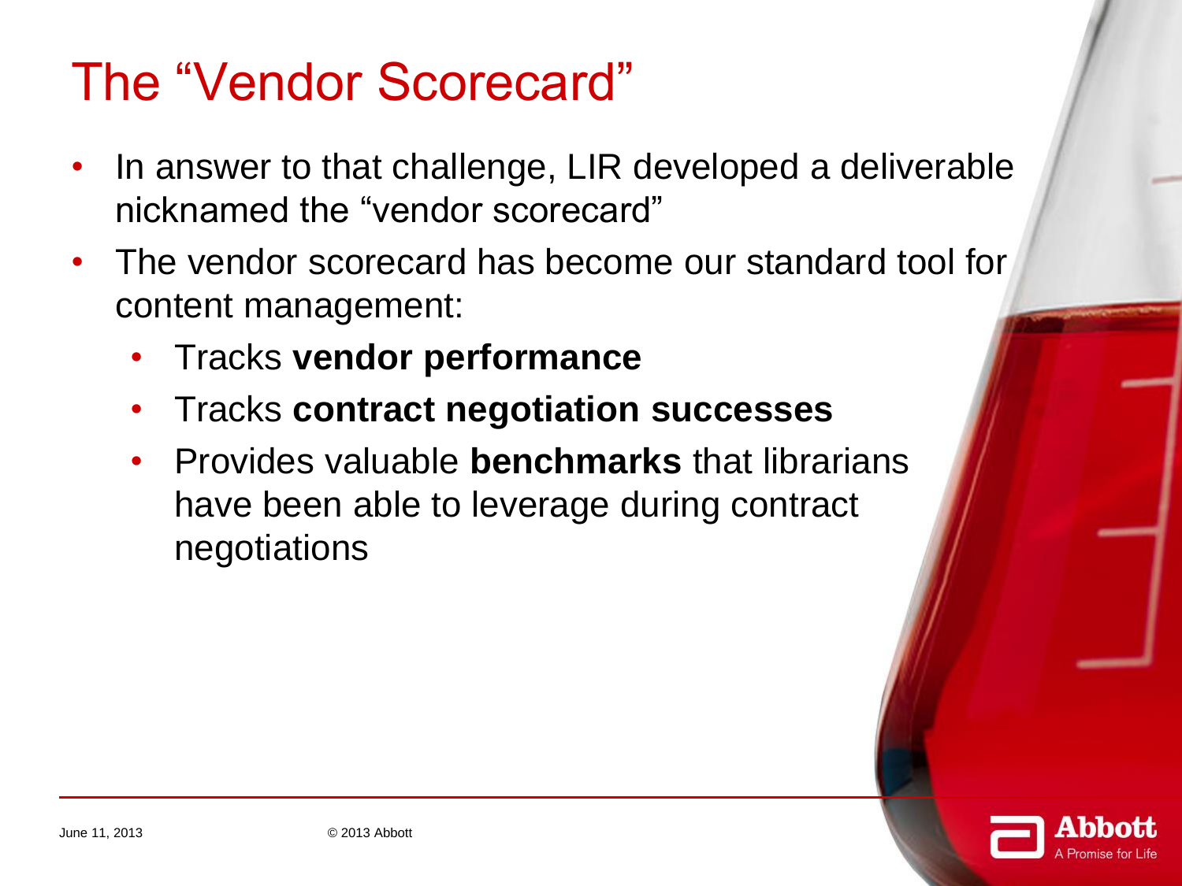# The "Vendor Scorecard"

- In answer to that challenge, LIR developed a deliverable nicknamed the "vendor scorecard"
- The vendor scorecard has become our standard tool for content management:
  - Tracks **vendor performance**
  - Tracks **contract negotiation successes**
  - Provides valuable **benchmarks** that librarians have been able to leverage during contract negotiations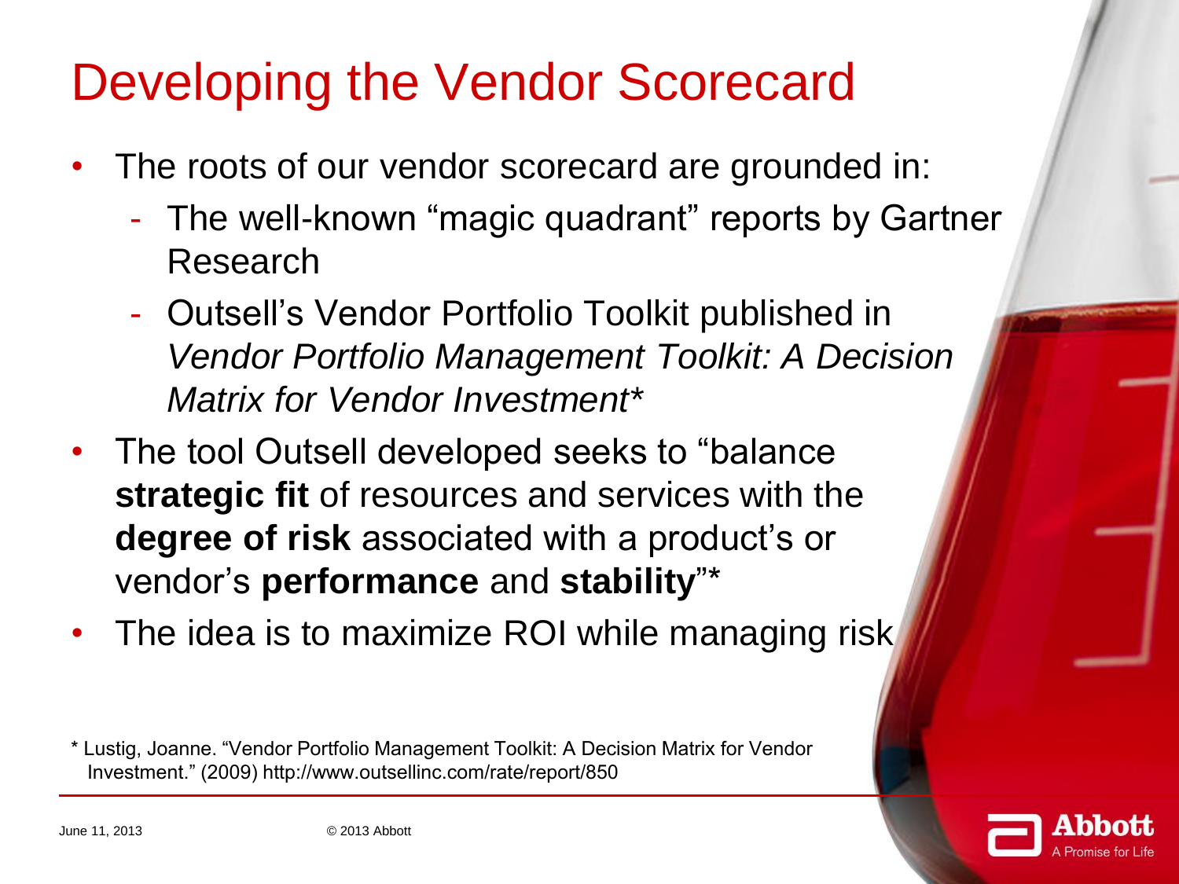# Developing the Vendor Scorecard

- The roots of our vendor scorecard are grounded in:
  - The well-known "magic quadrant" reports by Gartner Research
  - Outsell's Vendor Portfolio Toolkit published in *Vendor Portfolio Management Toolkit: A Decision Matrix for Vendor Investment**
- The tool Outsell developed seeks to "balance **strategic fit** of resources and services with the **degree of risk** associated with a product's or vendor's **performance** and **stability**"*
- The idea is to maximize ROI while managing risk

* Lustig, Joanne. "Vendor Portfolio Management Toolkit: A Decision Matrix for Vendor Investment." (2009) http://www.outsellinc.com/rate/report/850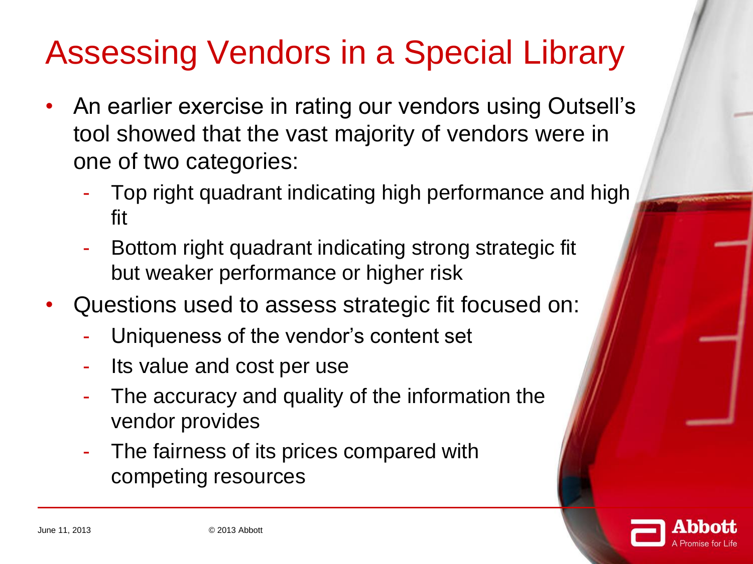# Assessing Vendors in a Special Library

- An earlier exercise in rating our vendors using Outsell's tool showed that the vast majority of vendors were in one of two categories:
  - Top right quadrant indicating high performance and high fit
  - Bottom right quadrant indicating strong strategic fit but weaker performance or higher risk
- Questions used to assess strategic fit focused on:
  - Uniqueness of the vendor's content set
  - Its value and cost per use
  - The accuracy and quality of the information the vendor provides
  - The fairness of its prices compared with competing resources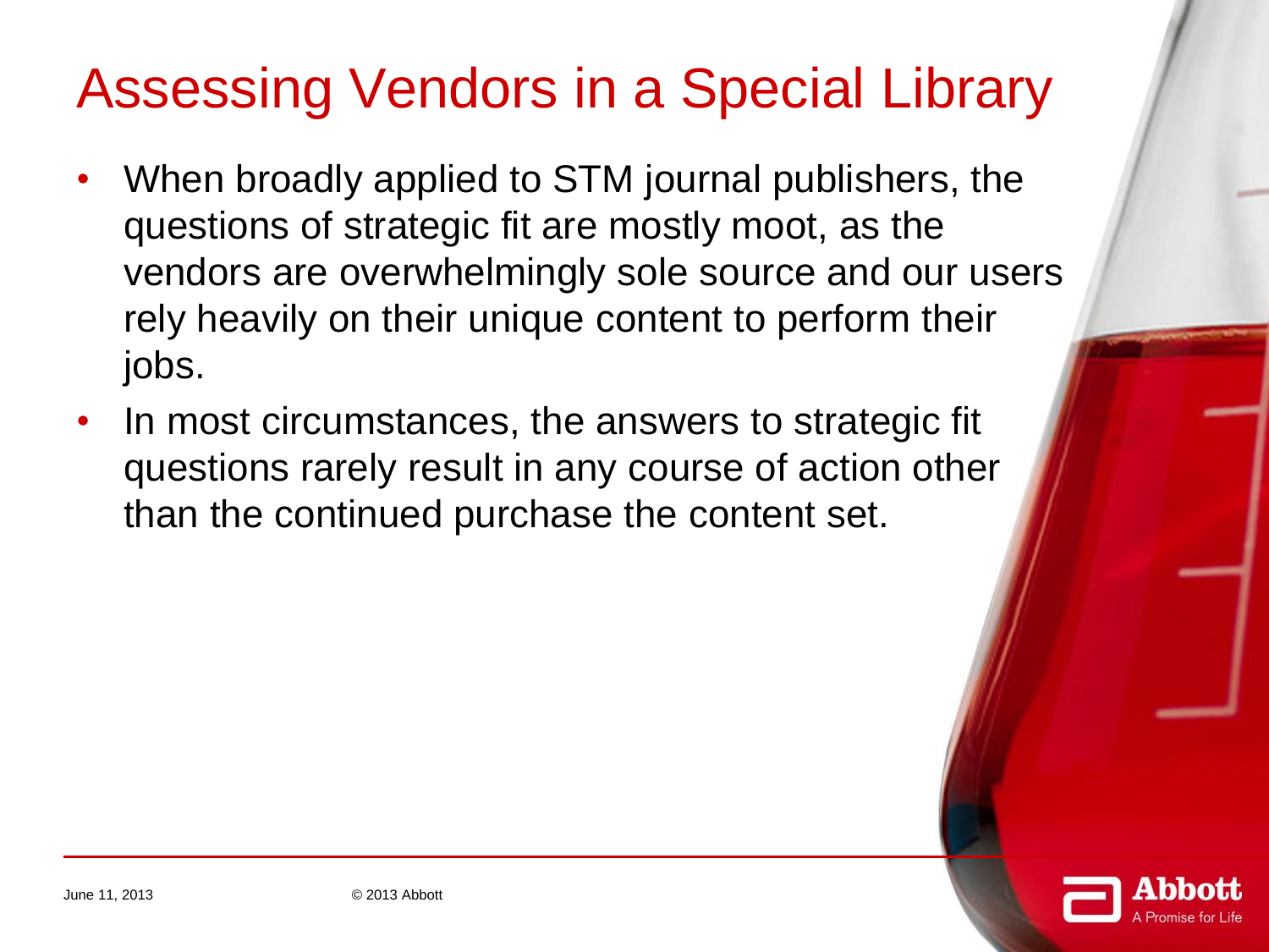# Assessing Vendors in a Special Library

- When broadly applied to STM journal publishers, the questions of strategic fit are mostly moot, as the vendors are overwhelmingly sole source and our users rely heavily on their unique content to perform their jobs.
- In most circumstances, the answers to strategic fit questions rarely result in any course of action other than the continued purchase the content set.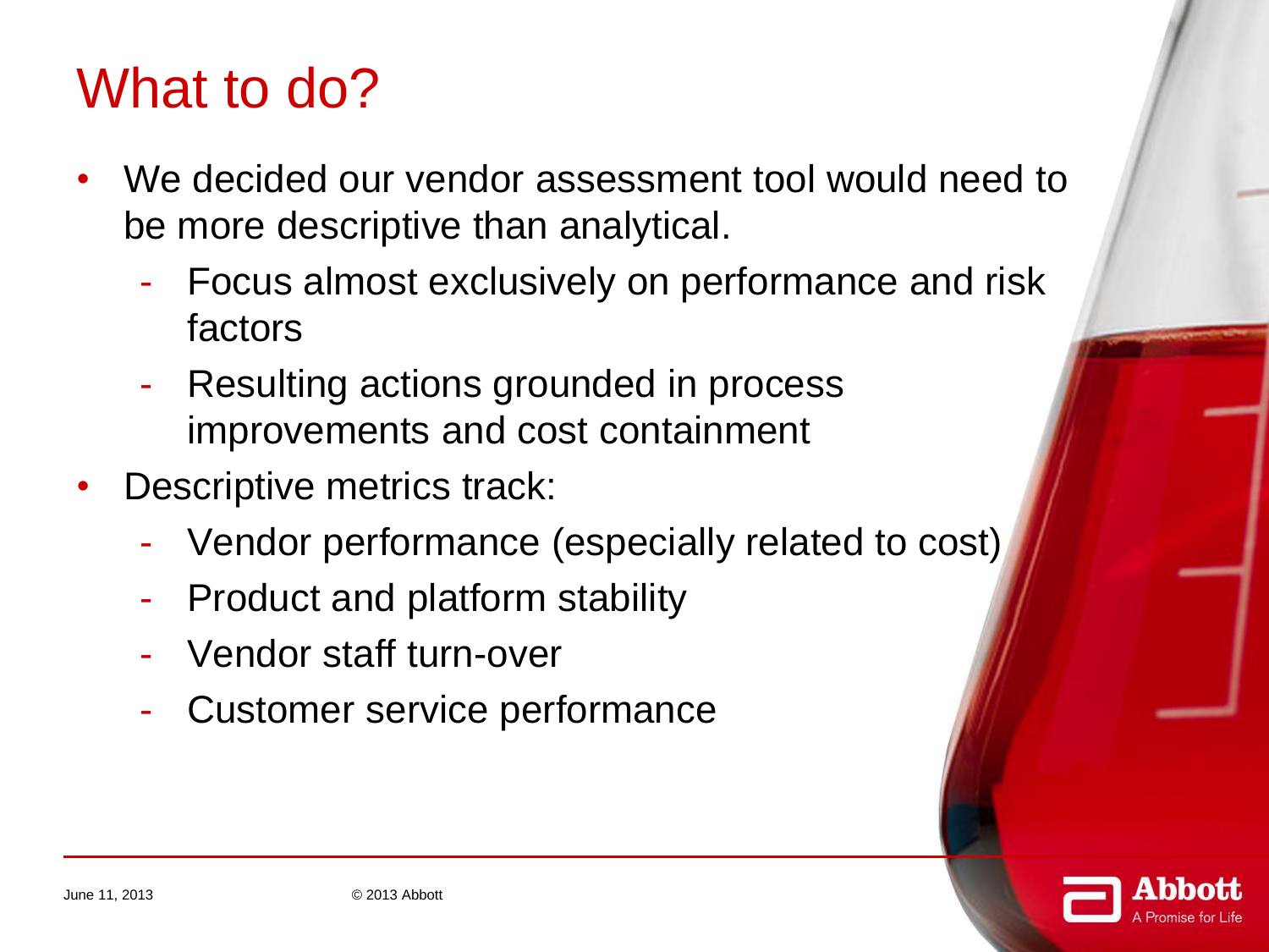# What to do?

- We decided our vendor assessment tool would need to be more descriptive than analytical.
  - Focus almost exclusively on performance and risk factors
  - Resulting actions grounded in process improvements and cost containment
- Descriptive metrics track:
  - Vendor performance (especially related to cost)
  - Product and platform stability
  - Vendor staff turn-over
  - Customer service performance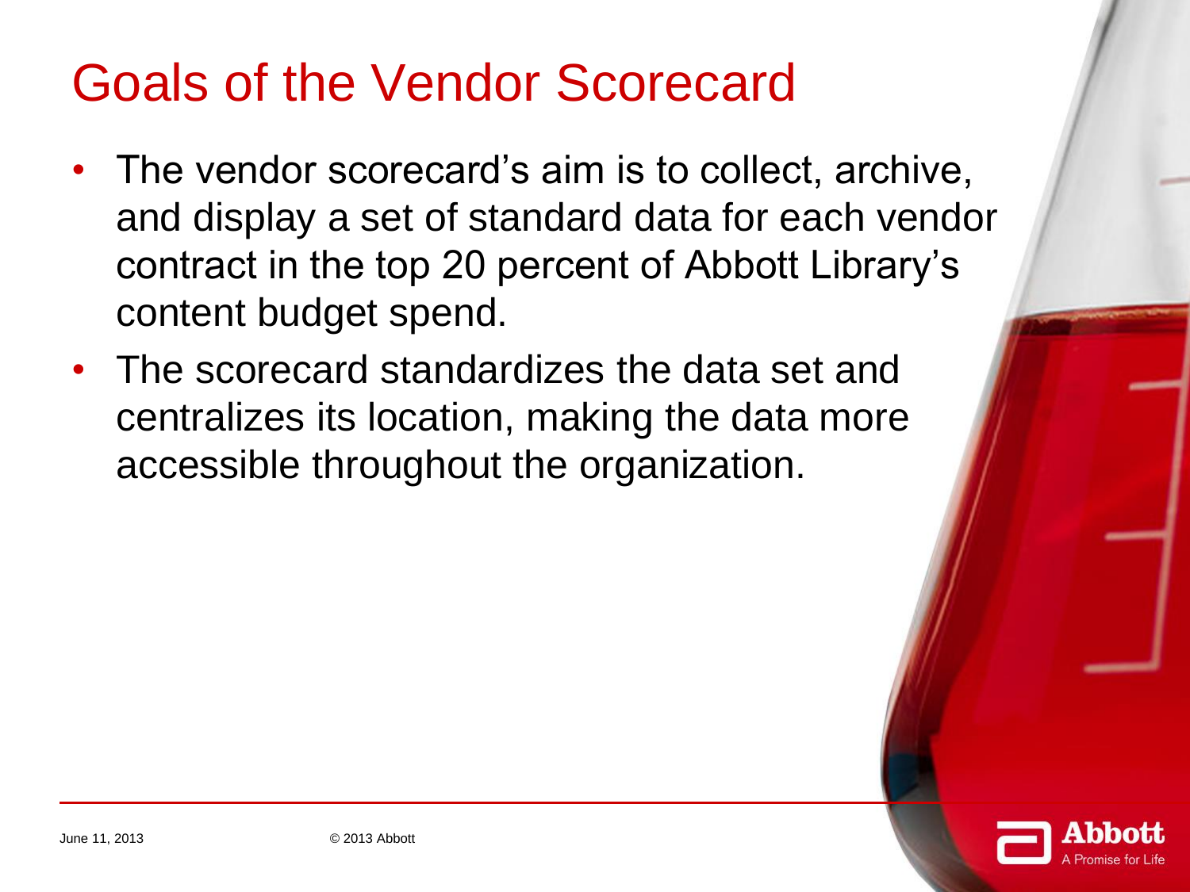# Goals of the Vendor Scorecard

- The vendor scorecard's aim is to collect, archive, and display a set of standard data for each vendor contract in the top 20 percent of Abbott Library's content budget spend.
- The scorecard standardizes the data set and centralizes its location, making the data more accessible throughout the organization.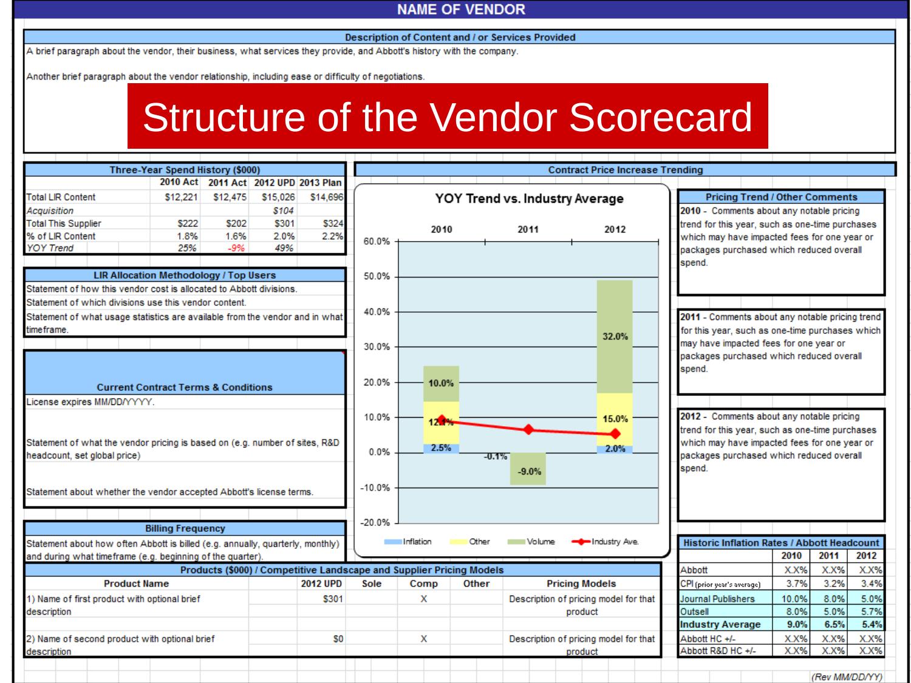# NAME OF VENDOR

## Structure of the Vendor Scorecard

### Description of Content and / or Services Provided

A brief paragraph about the vendor, their business, what services they provide, and Abbott's history with the company.

Another brief paragraph about the vendor relationship, including ease or difficulty of negotiations.

### Three-Year Spend History ($000)

| | 2010 Act | 2011 Act | 2012 UPD | 2013 Plan |
|---|---|---|---|---|
| Total LIR Content | $12,221 | $12,475 | $15,026 | $14,696 |
| *Acquisition* | | | *$104* | |
| Total This Supplier | $222 | $202 | $301 | $324 |
| % of LIR Content | 1.8% | 1.6% | 2.0% | 2.2% |
| *YOY Trend* | *25%* | *-9%* | *49%* | |

### LIR Allocation Methodology / Top Users

Statement of how this vendor cost is allocated to Abbott divisions.

Statement of which divisions use this vendor content.

Statement of what usage statistics are available from the vendor and in what timeframe.

### Current Contract Terms & Conditions

License expires MM/DD/YYYY.

Statement of what the vendor pricing is based on (e.g. number of sites, R&D headcount, set global price)

Statement about whether the vendor accepted Abbott's license terms.

### Billing Frequency

Statement about how often Abbott is billed (e.g. annually, quarterly, monthly) and during what timeframe (e.g. beginning of the quarter).

### Contract Price Increase Trending

**YOY Trend vs. Industry Average**

| | 2010 | 2011 | 2012 |
|---|---|---|---|
| Inflation | 2.5% | | 2.0% |
| Other | 12.4% | -0.1% | 15.0% |
| Volume | 10.0% | -9.0% | 32.0% |

Legend: Inflation, Other, Volume, Industry Ave.

### Pricing Trend / Other Comments

**2010** - Comments about any notable pricing trend for this year, such as one-time purchases which may have impacted fees for one year or packages purchased which reduced overall spend.

**2011** - Comments about any notable pricing trend for this year, such as one-time purchases which may have impacted fees for one year or packages purchased which reduced overall spend.

**2012** - Comments about any notable pricing trend for this year, such as one-time purchases which may have impacted fees for one year or packages purchased which reduced overall spend.

### Historic Inflation Rates / Abbott Headcount

| | 2010 | 2011 | 2012 |
|---|---|---|---|
| Abbott | X.X% | X.X% | X.X% |
| CPI (prior year's average) | 3.7% | 3.2% | 3.4% |
| Journal Publishers | 10.0% | 8.0% | 5.0% |
| Outsell | 8.0% | 5.0% | 5.7% |
| **Industry Average** | **9.0%** | **6.5%** | **5.4%** |
| Abbott HC +/- | X.X% | X.X% | X.X% |
| Abbott R&D HC +/- | X.X% | X.X% | X.X% |

### Products ($000) / Competitive Landscape and Supplier Pricing Models

| Product Name | 2012 UPD | Sole | Comp | Other | Pricing Models |
|---|---|---|---|---|---|
| 1) Name of first product with optional brief description | $301 | | X | | Description of pricing model for that product |
| 2) Name of second product with optional brief description | $0 | | X | | Description of pricing model for that product |

(Rev MM/DD/YY)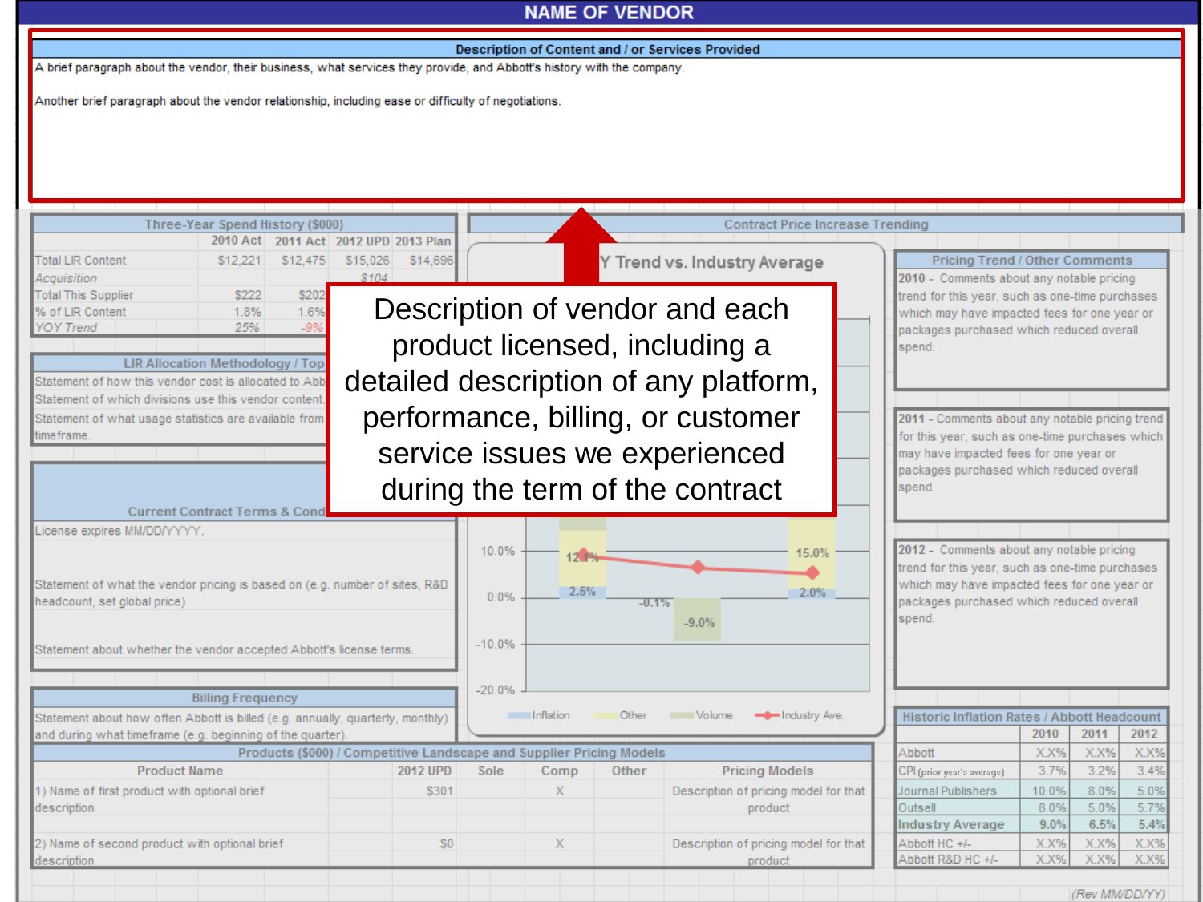# NAME OF VENDOR

## Description of Content and / or Services Provided

A brief paragraph about the vendor, their business, what services they provide, and Abbott's history with the company.

Another brief paragraph about the vendor relationship, including ease or difficulty of negotiations.

**Description of vendor and each product licensed, including a detailed description of any platform, performance, billing, or customer service issues we experienced during the term of the contract**

### Three-Year Spend History ($000)

| | 2010 Act | 2011 Act | 2012 UPD | 2013 Plan |
|---|---|---|---|---|
| Total LIR Content | $12,221 | $12,475 | $15,026 | $14,696 |
| *Acquisition* | | | *$104* | |
| Total This Supplier | $222 | $202 | | |
| % of LIR Content | 1.8% | 1.6% | | |
| *YOY Trend* | *25%* | *-9%* | | |

### LIR Allocation Methodology / Top

Statement of how this vendor cost is allocated to Abb

Statement of which divisions use this vendor content.

Statement of what usage statistics are available from timeframe.

### Current Contract Terms & Cond

License expires MM/DD/YYYY.

Statement of what the vendor pricing is based on (e.g. number of sites, R&D headcount, set global price)

Statement about whether the vendor accepted Abbott's license terms.

### Billing Frequency

Statement about how often Abbott is billed (e.g. annually, quarterly, monthly) and during what timeframe (e.g. beginning of the quarter).

### Contract Price Increase Trending

Y Trend vs. Industry Average

Chart values: 12.4%, 15.0%, 2.5%, -0.1%, -9.0%, 2.0%

Legend: Inflation, Other, Volume, Industry Ave.

### Pricing Trend / Other Comments

2010 - Comments about any notable pricing trend for this year, such as one-time purchases which may have impacted fees for one year or packages purchased which reduced overall spend.

2011 - Comments about any notable pricing trend for this year, such as one-time purchases which may have impacted fees for one year or packages purchased which reduced overall spend.

2012 - Comments about any notable pricing trend for this year, such as one-time purchases which may have impacted fees for one year or packages purchased which reduced overall spend.

### Products ($000) / Competitive Landscape and Supplier Pricing Models

| Product Name | 2012 UPD | Sole | Comp | Other | Pricing Models |
|---|---|---|---|---|---|
| 1) Name of first product with optional brief description | $301 | | X | | Description of pricing model for that product |
| 2) Name of second product with optional brief description | $0 | | X | | Description of pricing model for that product |

### Historic Inflation Rates / Abbott Headcount

| | 2010 | 2011 | 2012 |
|---|---|---|---|
| Abbott | X.X% | X.X% | X.X% |
| CPI (prior year's average) | 3.7% | 3.2% | 3.4% |
| Journal Publishers | 10.0% | 8.0% | 5.0% |
| Outsell | 8.0% | 5.0% | 5.7% |
| **Industry Average** | **9.0%** | **6.5%** | **5.4%** |
| Abbott HC +/- | X.X% | X.X% | X.X% |
| Abbott R&D HC +/- | X.X% | X.X% | X.X% |

(Rev MM/DD/YY)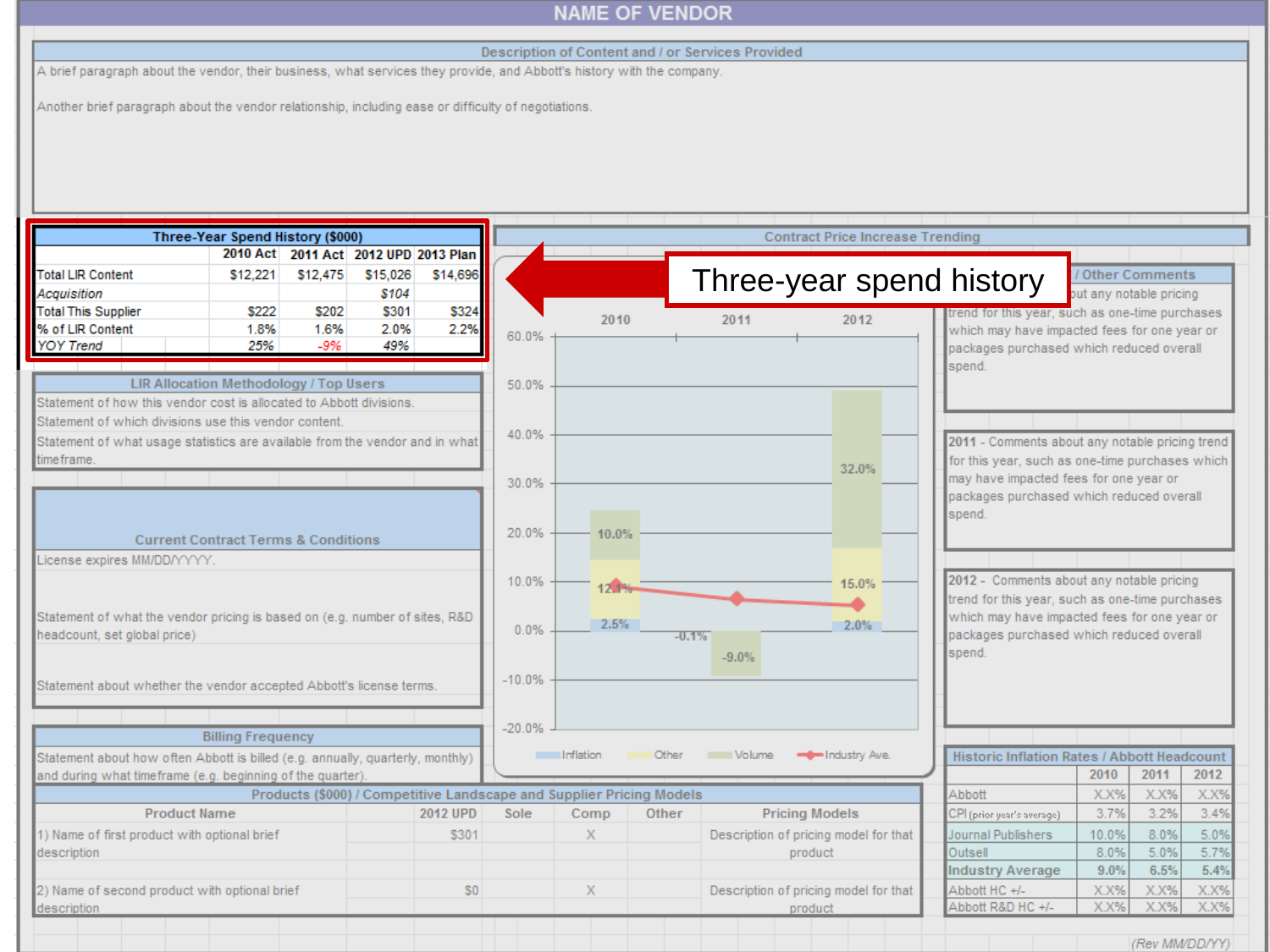# NAME OF VENDOR

## Description of Content and / or Services Provided

A brief paragraph about the vendor, their business, what services they provide, and Abbott's history with the company.

Another brief paragraph about the vendor relationship, including ease or difficulty of negotiations.

**Three-year spend history**

| Three-Year Spend History ($000) | 2010 Act | 2011 Act | 2012 UPD | 2013 Plan |
|---|---|---|---|---|
| Total LIR Content | $12,221 | $12,475 | $15,026 | $14,696 |
| *Acquisition* | | | *$104* | |
| Total This Supplier | $222 | $202 | $301 | $324 |
| % of LIR Content | 1.8% | 1.6% | 2.0% | 2.2% |
| *YOY Trend* | *25%* | *-9%* | *49%* | |

## LIR Allocation Methodology / Top Users

Statement of how this vendor cost is allocated to Abbott divisions.

Statement of which divisions use this vendor content.

Statement of what usage statistics are available from the vendor and in what timeframe.

## Current Contract Terms & Conditions

License expires MM/DD/YYYY.

Statement of what the vendor pricing is based on (e.g. number of sites, R&D headcount, set global price)

Statement about whether the vendor accepted Abbott's license terms.

## Billing Frequency

Statement about how often Abbott is billed (e.g. annually, quarterly, monthly) and during what timeframe (e.g. beginning of the quarter).

## Contract Price Increase Trending

| | 2010 | 2011 | 2012 |
|---|---|---|---|
| Inflation | 2.5% | -0.1% | 2.0% |
| Other | 12.4% | | 15.0% |
| Volume | 10.0% | -9.0% | 32.0% |

Legend: Inflation, Other, Volume, Industry Ave.

## / Other Comments

...out any notable pricing trend for this year, such as one-time purchases which may have impacted fees for one year or packages purchased which reduced overall spend.

2011 - Comments about any notable pricing trend for this year, such as one-time purchases which may have impacted fees for one year or packages purchased which reduced overall spend.

2012 - Comments about any notable pricing trend for this year, such as one-time purchases which may have impacted fees for one year or packages purchased which reduced overall spend.

## Historic Inflation Rates / Abbott Headcount

| | 2010 | 2011 | 2012 |
|---|---|---|---|
| Abbott | X.X% | X.X% | X.X% |
| CPI (prior year's average) | 3.7% | 3.2% | 3.4% |
| Journal Publishers | 10.0% | 8.0% | 5.0% |
| Outsell | 8.0% | 5.0% | 5.7% |
| **Industry Average** | **9.0%** | **6.5%** | **5.4%** |
| Abbott HC +/- | X.X% | X.X% | X.X% |
| Abbott R&D HC +/- | X.X% | X.X% | X.X% |

## Products ($000) / Competitive Landscape and Supplier Pricing Models

| Product Name | 2012 UPD | Sole | Comp | Other | Pricing Models |
|---|---|---|---|---|---|
| 1) Name of first product with optional brief description | $301 | | X | | Description of pricing model for that product |
| 2) Name of second product with optional brief description | $0 | | X | | Description of pricing model for that product |

(Rev MM/DD/YY)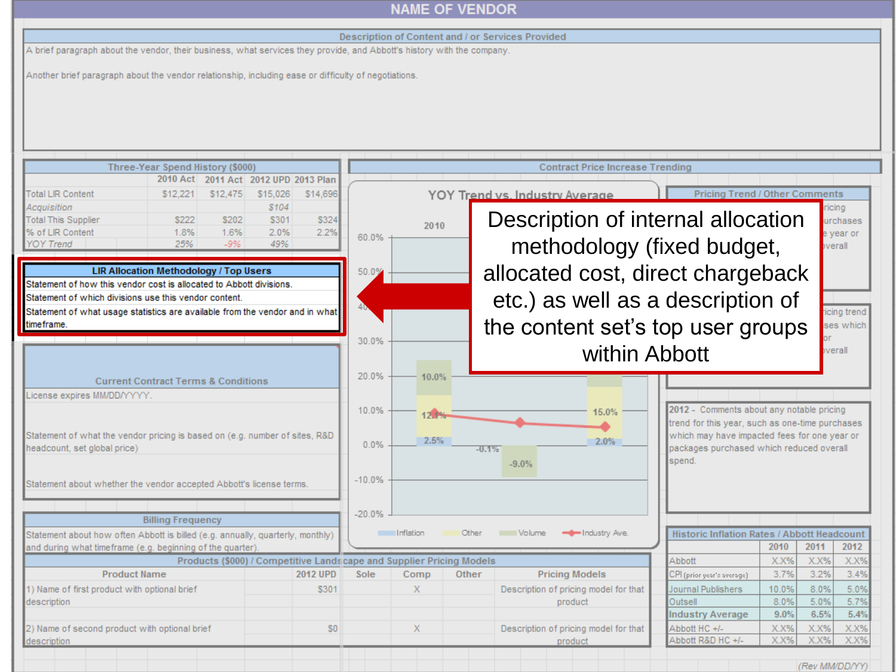# NAME OF VENDOR

## Description of Content and / or Services Provided

A brief paragraph about the vendor, their business, what services they provide, and Abbott's history with the company.

Another brief paragraph about the vendor relationship, including ease or difficulty of negotiations.

## Three-Year Spend History ($000)

| | 2010 Act | 2011 Act | 2012 UPD | 2013 Plan |
|---|---|---|---|---|
| Total LIR Content | $12,221 | $12,475 | $15,026 | $14,696 |
| *Acquisition* | | | *$104* | |
| Total This Supplier | $222 | $202 | $301 | $324 |
| % of LIR Content | 1.8% | 1.6% | 2.0% | 2.2% |
| *YOY Trend* | *25%* | *-9%* | *49%* | |

## LIR Allocation Methodology / Top Users

Statement of how this vendor cost is allocated to Abbott divisions.

Statement of which divisions use this vendor content.

Statement of what usage statistics are available from the vendor and in what timeframe.

Description of internal allocation methodology (fixed budget, allocated cost, direct chargeback etc.) as well as a description of the content set's top user groups within Abbott

## Current Contract Terms & Conditions

License expires MM/DD/YYYY.

Statement of what the vendor pricing is based on (e.g. number of sites, R&D headcount, set global price)

Statement about whether the vendor accepted Abbott's license terms.

## Billing Frequency

Statement about how often Abbott is billed (e.g. annually, quarterly, monthly) and during what timeframe (e.g. beginning of the quarter).

## Contract Price Increase Trending

YOY Trend vs. Industry Average

2010

Chart values: 10.0%, 12.4%, 2.5%, -0.1%, -9.0%, 15.0%, 2.0%

Legend: Inflation, Other, Volume, Industry Ave.

## Pricing Trend / Other Comments

...ricing ...urchases ...e year or ...overall

...icing trend ...ses which ...or ...verall

2012 - Comments about any notable pricing trend for this year, such as one-time purchases which may have impacted fees for one year or packages purchased which reduced overall spend.

## Products ($000) / Competitive Landscape and Supplier Pricing Models

| Product Name | 2012 UPD | Sole | Comp | Other | Pricing Models |
|---|---|---|---|---|---|
| 1) Name of first product with optional brief description | $301 | | X | | Description of pricing model for that product |
| 2) Name of second product with optional brief description | $0 | | X | | Description of pricing model for that product |

## Historic Inflation Rates / Abbott Headcount

| | 2010 | 2011 | 2012 |
|---|---|---|---|
| Abbott | X.X% | X.X% | X.X% |
| CPI (prior year's average) | 3.7% | 3.2% | 3.4% |
| Journal Publishers | 10.0% | 8.0% | 5.0% |
| Outsell | 8.0% | 5.0% | 5.7% |
| **Industry Average** | **9.0%** | **6.5%** | **5.4%** |
| Abbott HC +/- | X.X% | X.X% | X.X% |
| Abbott R&D HC +/- | X.X% | X.X% | X.X% |

(Rev MM/DD/YY)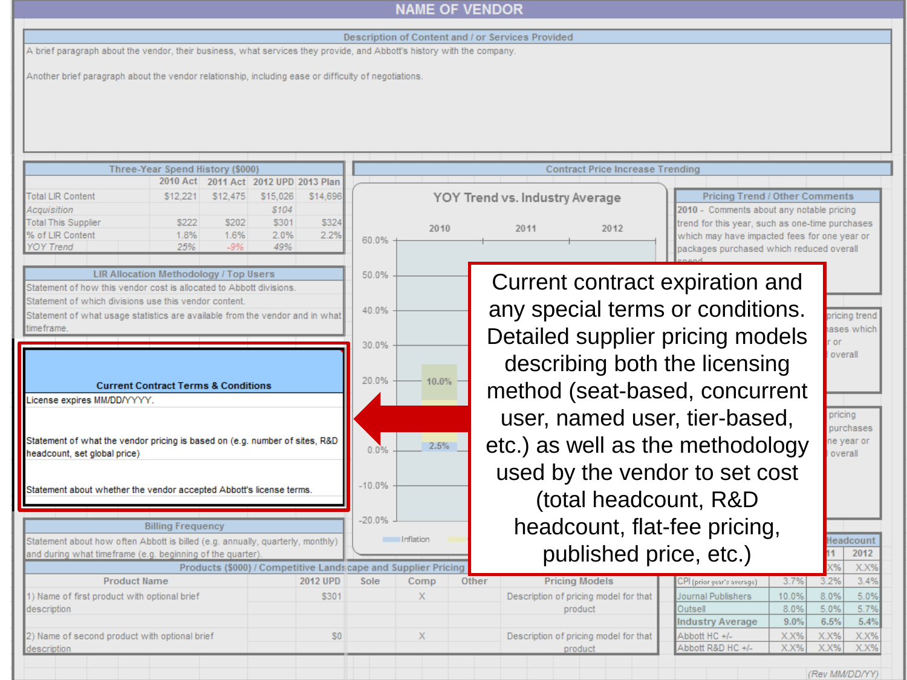# NAME OF VENDOR

## Description of Content and / or Services Provided

A brief paragraph about the vendor, their business, what services they provide, and Abbott's history with the company.

Another brief paragraph about the vendor relationship, including ease or difficulty of negotiations.

## Three-Year Spend History ($000)

| | 2010 Act | 2011 Act | 2012 UPD | 2013 Plan |
|---|---|---|---|---|
| Total LIR Content | $12,221 | $12,475 | $15,026 | $14,696 |
| *Acquisition* | | | *$104* | |
| Total This Supplier | $222 | $202 | $301 | $324 |
| % of LIR Content | 1.8% | 1.6% | 2.0% | 2.2% |
| *YOY Trend* | *25%* | *-9%* | *49%* | |

## Contract Price Increase Trending

**YOY Trend vs. Industry Average**

2010 2011 2012

60.0% 50.0% 40.0% 30.0% 20.0% 0.0% -10.0% -20.0%

10.0% 2.5%

Inflation

## Pricing Trend / Other Comments

**2010** - Comments about any notable pricing trend for this year, such as one-time purchases which may have impacted fees for one year or packages purchased which reduced overall spend.

## LIR Allocation Methodology / Top Users

Statement of how this vendor cost is allocated to Abbott divisions.

Statement of which divisions use this vendor content.

Statement of what usage statistics are available from the vendor and in what timeframe.

## Current Contract Terms & Conditions

License expires MM/DD/YYYY.

Statement of what the vendor pricing is based on (e.g. number of sites, R&D headcount, set global price)

Statement about whether the vendor accepted Abbott's license terms.

Current contract expiration and any special terms or conditions. Detailed supplier pricing models describing both the licensing method (seat-based, concurrent user, named user, tier-based, etc.) as well as the methodology used by the vendor to set cost (total headcount, R&D headcount, flat-fee pricing, published price, etc.)

## Billing Frequency

Statement about how often Abbott is billed (e.g. annually, quarterly, monthly) and during what timeframe (e.g. beginning of the quarter).

## Products ($000) / Competitive Landscape and Supplier Pricing

| Product Name | 2012 UPD | Sole | Comp | Other | Pricing Models |
|---|---|---|---|---|---|
| 1) Name of first product with optional brief description | $301 | | X | | Description of pricing model for that product |
| 2) Name of second product with optional brief description | $0 | | X | | Description of pricing model for that product |

## Headcount

| | 2011 | 2012 |
|---|---|---|
| | X.X% | X.X% |
| CPI (prior year's average) | 3.7% | 3.2% | 3.4% |
| Journal Publishers | 10.0% | 8.0% | 5.0% |
| Outsell | 8.0% | 5.0% | 5.7% |
| **Industry Average** | **9.0%** | **6.5%** | **5.4%** |
| Abbott HC +/- | X.X% | X.X% | X.X% |
| Abbott R&D HC +/- | X.X% | X.X% | X.X% |

(Rev MM/DD/YY)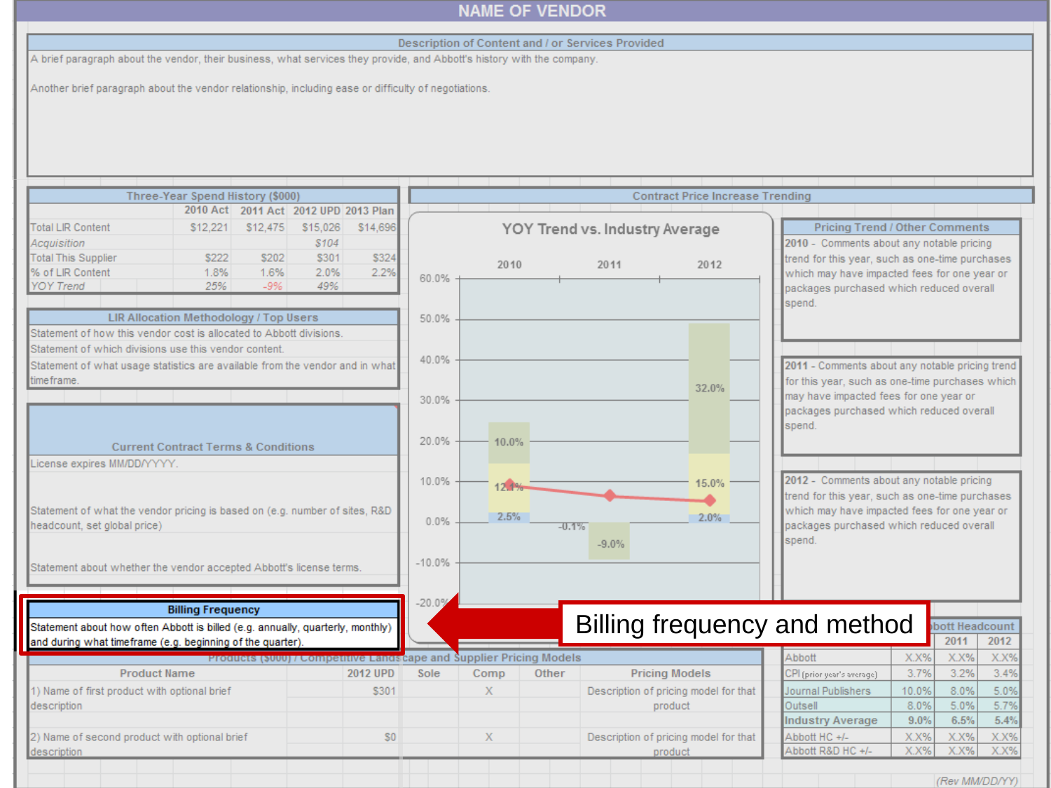# NAME OF VENDOR

## Description of Content and / or Services Provided

A brief paragraph about the vendor, their business, what services they provide, and Abbott's history with the company.

Another brief paragraph about the vendor relationship, including ease or difficulty of negotiations.

## Three-Year Spend History ($000)

| | 2010 Act | 2011 Act | 2012 UPD | 2013 Plan |
|---|---|---|---|---|
| Total LIR Content | $12,221 | $12,475 | $15,026 | $14,696 |
| *Acquisition* | | | *$104* | |
| Total This Supplier | $222 | $202 | $301 | $324 |
| % of LIR Content | 1.8% | 1.6% | 2.0% | 2.2% |
| *YOY Trend* | *25%* | *-9%* | *49%* | |

## LIR Allocation Methodology / Top Users

Statement of how this vendor cost is allocated to Abbott divisions.

Statement of which divisions use this vendor content.

Statement of what usage statistics are available from the vendor and in what timeframe.

## Current Contract Terms & Conditions

License expires MM/DD/YYYY.

Statement of what the vendor pricing is based on (e.g. number of sites, R&D headcount, set global price)

Statement about whether the vendor accepted Abbott's license terms.

## Billing Frequency

Statement about how often Abbott is billed (e.g. annually, quarterly, monthly) and during what timeframe (e.g. beginning of the quarter).

## Contract Price Increase Trending

**YOY Trend vs. Industry Average**

| | 2010 | 2011 | 2012 |
|---|---|---|---|
| Values | 2.5%, 12.4%, 10.0% | -0.1%, -9.0% | 2.0%, 15.0%, 32.0% |

## Pricing Trend / Other Comments

**2010** - Comments about any notable pricing trend for this year, such as one-time purchases which may have impacted fees for one year or packages purchased which reduced overall spend.

**2011** - Comments about any notable pricing trend for this year, such as one-time purchases which may have impacted fees for one year or packages purchased which reduced overall spend.

**2012** - Comments about any notable pricing trend for this year, such as one-time purchases which may have impacted fees for one year or packages purchased which reduced overall spend.

Billing frequency and method

## Products ($000) / Competitive Landscape and Supplier Pricing Models

| Product Name | 2012 UPD | Sole | Comp | Other | Pricing Models |
|---|---|---|---|---|---|
| 1) Name of first product with optional brief description | $301 | | X | | Description of pricing model for that product |
| 2) Name of second product with optional brief description | $0 | | X | | Description of pricing model for that product |

## Abbott Headcount

| | 2010 | 2011 | 2012 |
|---|---|---|---|
| Abbott | X.X% | X.X% | X.X% |
| CPI (prior year's average) | 3.7% | 3.2% | 3.4% |
| Journal Publishers | 10.0% | 8.0% | 5.0% |
| Outsell | 8.0% | 5.0% | 5.7% |
| **Industry Average** | **9.0%** | **6.5%** | **5.4%** |
| Abbott HC +/- | X.X% | X.X% | X.X% |
| Abbott R&D HC +/- | X.X% | X.X% | X.X% |

(Rev MM/DD/YY)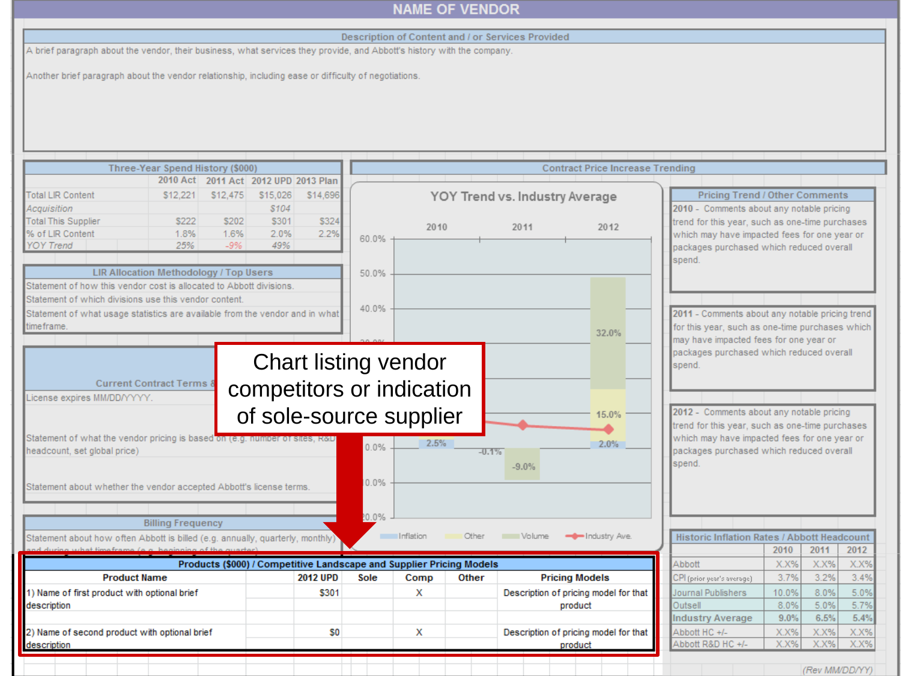# NAME OF VENDOR

## Description of Content and / or Services Provided

A brief paragraph about the vendor, their business, what services they provide, and Abbott's history with the company.

Another brief paragraph about the vendor relationship, including ease or difficulty of negotiations.

## Three-Year Spend History ($000)

| | 2010 Act | 2011 Act | 2012 UPD | 2013 Plan |
|---|---|---|---|---|
| Total LIR Content | $12,221 | $12,475 | $15,026 | $14,696 |
| *Acquisition* | | | *$104* | |
| Total This Supplier | $222 | $202 | $301 | $324 |
| % of LIR Content | 1.8% | 1.6% | 2.0% | 2.2% |
| *YOY Trend* | *25%* | *-9%* | *49%* | |

## LIR Allocation Methodology / Top Users

Statement of how this vendor cost is allocated to Abbott divisions.

Statement of which divisions use this vendor content.

Statement of what usage statistics are available from the vendor and in what timeframe.

## Current Contract Terms &

License expires MM/DD/YYYY.

Statement of what the vendor pricing is based on (e.g. number of sites, R&D headcount, set global price)

Statement about whether the vendor accepted Abbott's license terms.

## Billing Frequency

Statement about how often Abbott is billed (e.g. annually, quarterly, monthly) and during what timeframe (e.g. beginning of the quarter)

## Contract Price Increase Trending

YOY Trend vs. Industry Average

| | 2010 | 2011 | 2012 |
|---|---|---|---|
| Inflation | 2.5% | | 2.0% |
| Other | | | 15.0% |
| Volume | | -9.0% | 32.0% |
| Industry Ave. | | -0.1% | |

Chart listing vendor competitors or indication of sole-source supplier

## Pricing Trend / Other Comments

**2010** - Comments about any notable pricing trend for this year, such as one-time purchases which may have impacted fees for one year or packages purchased which reduced overall spend.

**2011** - Comments about any notable pricing trend for this year, such as one-time purchases which may have impacted fees for one year or packages purchased which reduced overall spend.

**2012** - Comments about any notable pricing trend for this year, such as one-time purchases which may have impacted fees for one year or packages purchased which reduced overall spend.

## Historic Inflation Rates / Abbott Headcount

| | 2010 | 2011 | 2012 |
|---|---|---|---|
| Abbott | X.X% | X.X% | X.X% |
| CPI (prior year's average) | 3.7% | 3.2% | 3.4% |
| Journal Publishers | 10.0% | 8.0% | 5.0% |
| Outsell | 8.0% | 5.0% | 5.7% |
| **Industry Average** | **9.0%** | **6.5%** | **5.4%** |
| Abbott HC +/- | X.X% | X.X% | X.X% |
| Abbott R&D HC +/- | X.X% | X.X% | X.X% |

## Products ($000) / Competitive Landscape and Supplier Pricing Models

| Product Name | 2012 UPD | Sole | Comp | Other | Pricing Models |
|---|---|---|---|---|---|
| 1) Name of first product with optional brief description | $301 | | X | | Description of pricing model for that product |
| 2) Name of second product with optional brief description | $0 | | X | | Description of pricing model for that product |

(Rev MM/DD/YY)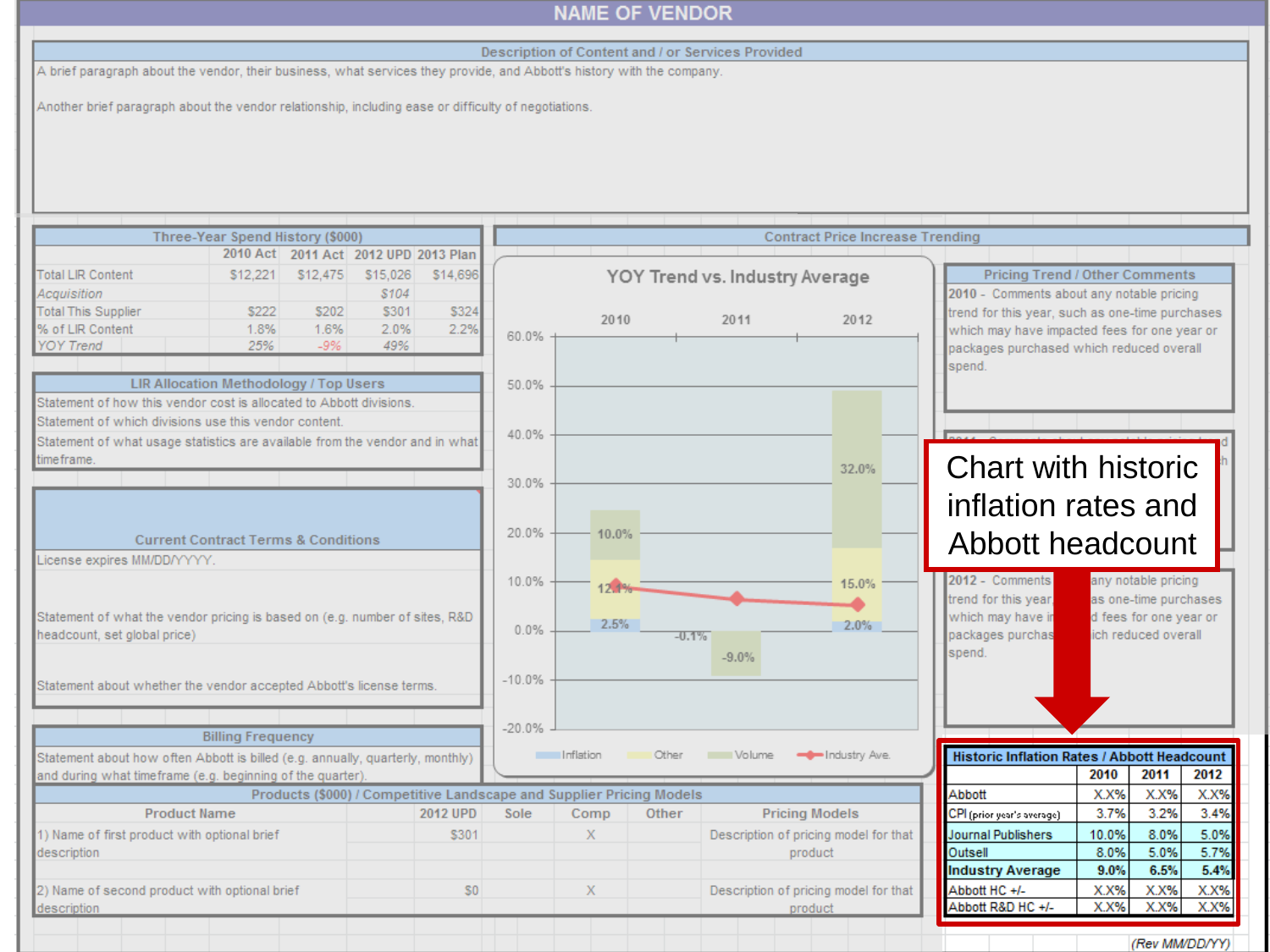# NAME OF VENDOR

## Description of Content and / or Services Provided

A brief paragraph about the vendor, their business, what services they provide, and Abbott's history with the company.

Another brief paragraph about the vendor relationship, including ease or difficulty of negotiations.

## Three-Year Spend History ($000)

| | 2010 Act | 2011 Act | 2012 UPD | 2013 Plan |
|---|---|---|---|---|
| Total LIR Content | $12,221 | $12,475 | $15,026 | $14,696 |
| *Acquisition* | | | *$104* | |
| Total This Supplier | $222 | $202 | $301 | $324 |
| % of LIR Content | 1.8% | 1.6% | 2.0% | 2.2% |
| *YOY Trend* | *25%* | *-9%* | *49%* | |

## LIR Allocation Methodology / Top Users

Statement of how this vendor cost is allocated to Abbott divisions.

Statement of which divisions use this vendor content.

Statement of what usage statistics are available from the vendor and in what timeframe.

## Current Contract Terms & Conditions

License expires MM/DD/YYYY.

Statement of what the vendor pricing is based on (e.g. number of sites, R&D headcount, set global price)

Statement about whether the vendor accepted Abbott's license terms.

## Billing Frequency

Statement about how often Abbott is billed (e.g. annually, quarterly, monthly) and during what timeframe (e.g. beginning of the quarter).

## Contract Price Increase Trending

**YOY Trend vs. Industry Average**

| | 2010 | 2011 | 2012 |
|---|---|---|---|
| Inflation | 2.5% | | 2.0% |
| Other | 12.4% | -0.1% | 15.0% |
| Volume | 10.0% | -9.0% | 32.0% |

Legend: Inflation, Other, Volume, Industry Ave.

## Pricing Trend / Other Comments

2010 - Comments about any notable pricing trend for this year, such as one-time purchases which may have impacted fees for one year or packages purchased which reduced overall spend.

2011 - Comments about any notable pricing ... h

2012 - Comments about any notable pricing trend for this year, such as one-time purchases which may have impacted fees for one year or packages purchased which reduced overall spend.

Chart with historic inflation rates and Abbott headcount

## Historic Inflation Rates / Abbott Headcount

| | 2010 | 2011 | 2012 |
|---|---|---|---|
| Abbott | X.X% | X.X% | X.X% |
| CPI (prior year's average) | 3.7% | 3.2% | 3.4% |
| Journal Publishers | 10.0% | 8.0% | 5.0% |
| Outsell | 8.0% | 5.0% | 5.7% |
| **Industry Average** | **9.0%** | **6.5%** | **5.4%** |
| Abbott HC +/- | X.X% | X.X% | X.X% |
| Abbott R&D HC +/- | X.X% | X.X% | X.X% |

## Products ($000) / Competitive Landscape and Supplier Pricing Models

| Product Name | 2012 UPD | Sole | Comp | Other | Pricing Models |
|---|---|---|---|---|---|
| 1) Name of first product with optional brief description | $301 | | X | | Description of pricing model for that product |
| 2) Name of second product with optional brief description | $0 | | X | | Description of pricing model for that product |

*(Rev MM/DD/YY)*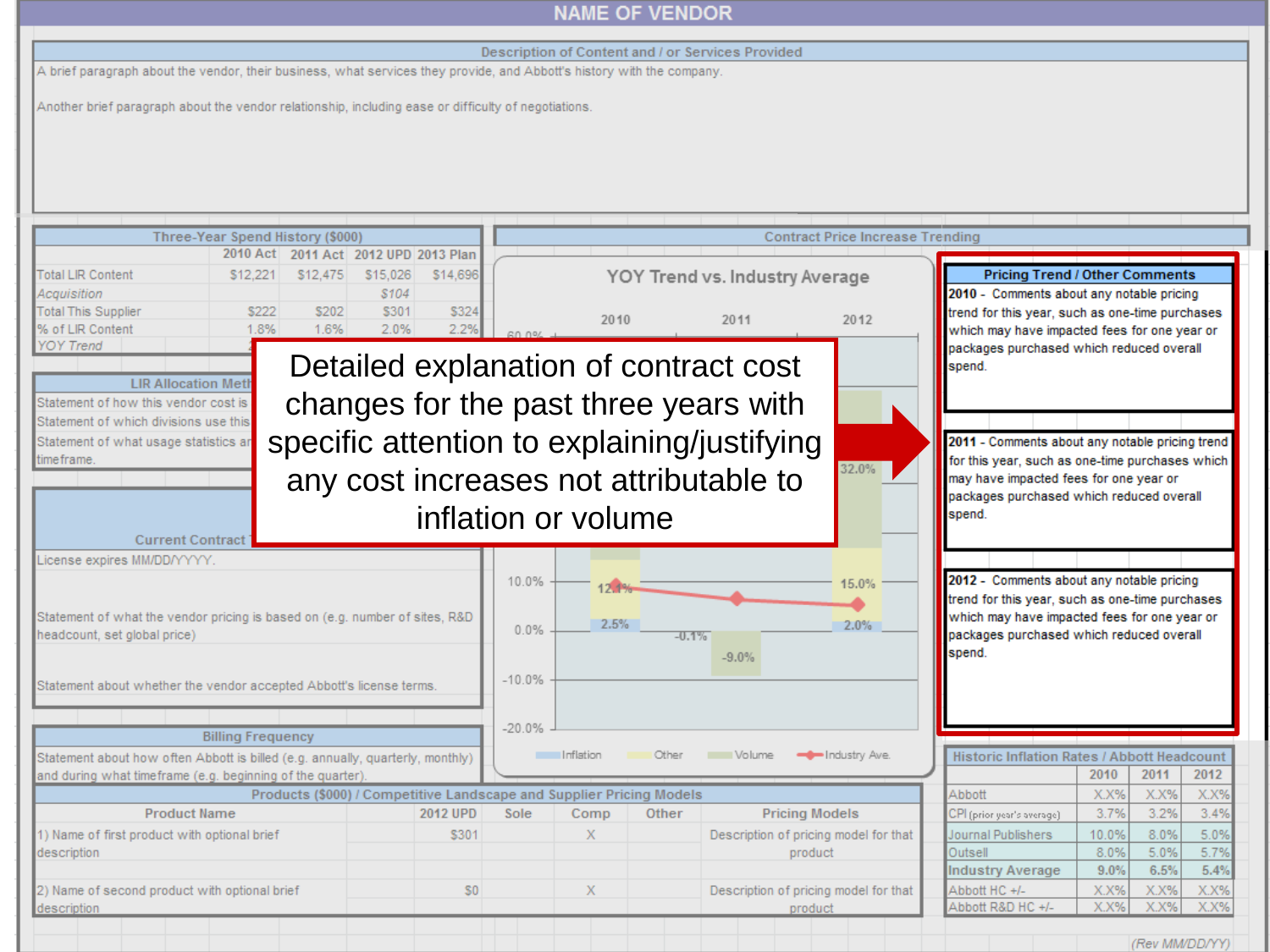# NAME OF VENDOR

## Description of Content and / or Services Provided

A brief paragraph about the vendor, their business, what services they provide, and Abbott's history with the company.

Another brief paragraph about the vendor relationship, including ease or difficulty of negotiations.

## Three-Year Spend History ($000)

| | 2010 Act | 2011 Act | 2012 UPD | 2013 Plan |
|---|---|---|---|---|
| Total LIR Content | $12,221 | $12,475 | $15,026 | $14,696 |
| *Acquisition* | | | $104 | |
| Total This Supplier | $222 | $202 | $301 | $324 |
| % of LIR Content | 1.8% | 1.6% | 2.0% | 2.2% |
| *YOY Trend* | | | | |

## LIR Allocation Meth

Statement of how this vendor cost is

Statement of which divisions use this

Statement of what usage statistics ar timeframe.

## Current Contract

License expires MM/DD/YYYY.

Statement of what the vendor pricing is based on (e.g. number of sites, R&D headcount, set global price)

Statement about whether the vendor accepted Abbott's license terms.

## Billing Frequency

Statement about how often Abbott is billed (e.g. annually, quarterly, monthly) and during what timeframe (e.g. beginning of the quarter).

## Contract Price Increase Trending

### YOY Trend vs. Industry Average

| | 2010 | 2011 | 2012 |
|---|---|---|---|
| Inflation | 2.5% | -0.1% | 2.0% |
| Other | 12.4% | | 15.0% |
| Volume | | -9.0% | 32.0% |

Legend: Inflation, Other, Volume, Industry Ave.

**Detailed explanation of contract cost changes for the past three years with specific attention to explaining/justifying any cost increases not attributable to inflation or volume**

## Pricing Trend / Other Comments

**2010** - Comments about any notable pricing trend for this year, such as one-time purchases which may have impacted fees for one year or packages purchased which reduced overall spend.

**2011** - Comments about any notable pricing trend for this year, such as one-time purchases which may have impacted fees for one year or packages purchased which reduced overall spend.

**2012** - Comments about any notable pricing trend for this year, such as one-time purchases which may have impacted fees for one year or packages purchased which reduced overall spend.

## Products ($000) / Competitive Landscape and Supplier Pricing Models

| Product Name | 2012 UPD | Sole | Comp | Other | Pricing Models |
|---|---|---|---|---|---|
| 1) Name of first product with optional brief description | $301 | | X | | Description of pricing model for that product |
| 2) Name of second product with optional brief description | $0 | | X | | Description of pricing model for that product |

## Historic Inflation Rates / Abbott Headcount

| | 2010 | 2011 | 2012 |
|---|---|---|---|
| Abbott | X.X% | X.X% | X.X% |
| CPI (prior year's average) | 3.7% | 3.2% | 3.4% |
| Journal Publishers | 10.0% | 8.0% | 5.0% |
| Outsell | 8.0% | 5.0% | 5.7% |
| **Industry Average** | **9.0%** | **6.5%** | **5.4%** |
| Abbott HC +/- | X.X% | X.X% | X.X% |
| Abbott R&D HC +/- | X.X% | X.X% | X.X% |

*(Rev MM/DD/YY)*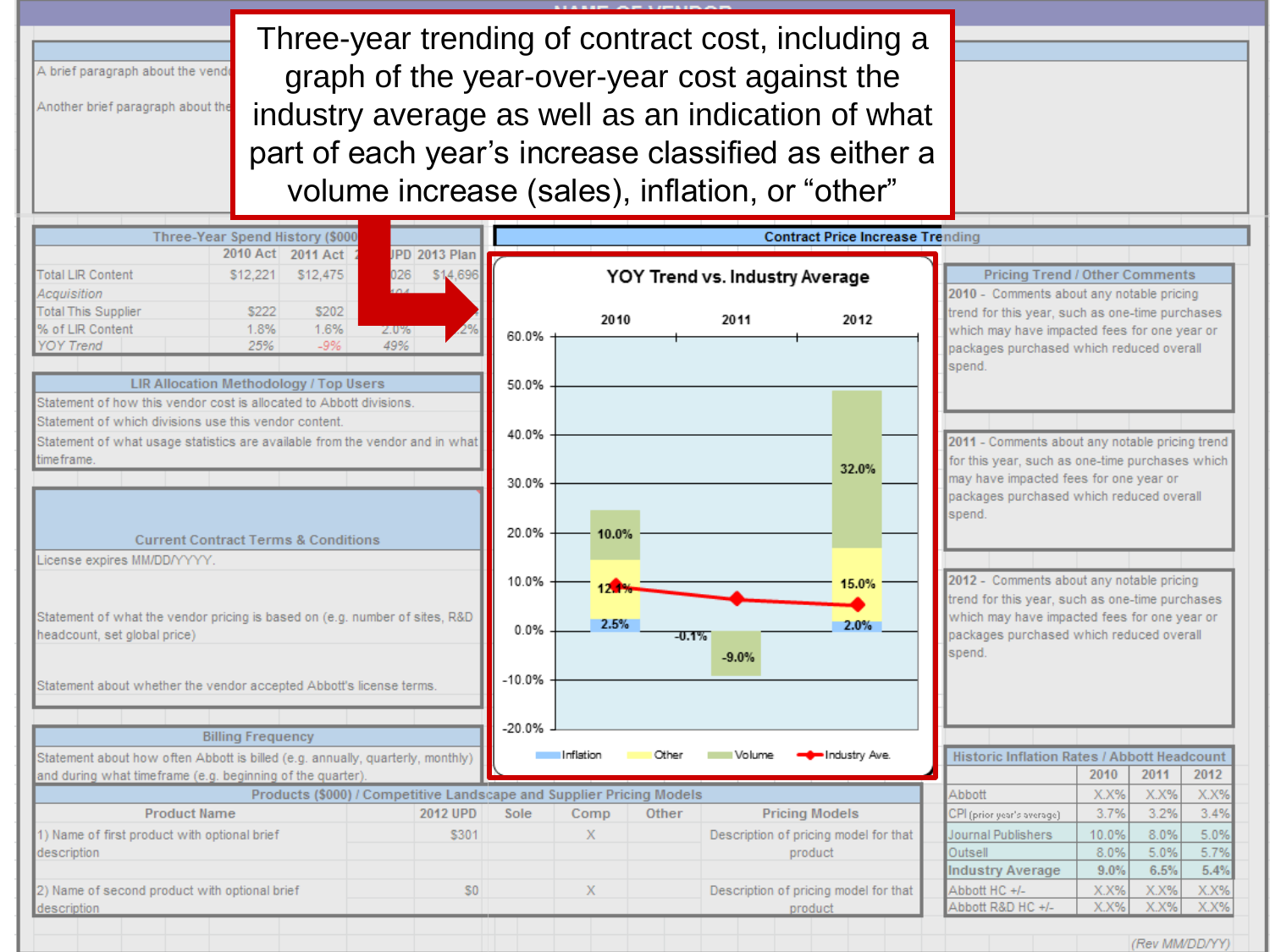Three-year trending of contract cost, including a graph of the year-over-year cost against the industry average as well as an indication of what part of each year's increase classified as either a volume increase (sales), inflation, or "other"

A brief paragraph about the vend...

Another brief paragraph about the...

| Three-Year Spend History ($000 | 2010 Act | 2011 Act | UPD | 2013 Plan |
|---|---|---|---|---|
| Total LIR Content | $12,221 | $12,475 | 026 | $14,696 |
| *Acquisition* | | | | |
| Total This Supplier | $222 | $202 | | |
| % of LIR Content | 1.8% | 1.6% | 2.0% | 2% |
| *YOY Trend* | *25%* | *-9%* | *49%* | |

## LIR Allocation Methodology / Top Users

Statement of how this vendor cost is allocated to Abbott divisions.

Statement of which divisions use this vendor content.

Statement of what usage statistics are available from the vendor and in what timeframe.

## Current Contract Terms & Conditions

License expires MM/DD/YYYY.

Statement of what the vendor pricing is based on (e.g. number of sites, R&D headcount, set global price)

Statement about whether the vendor accepted Abbott's license terms.

## Billing Frequency

Statement about how often Abbott is billed (e.g. annually, quarterly, monthly) and during what timeframe (e.g. beginning of the quarter).

## Contract Price Increase Trending

**YOY Trend vs. Industry Average**

| | 2010 | 2011 | 2012 |
|---|---|---|---|
| Inflation | 2.5% | -0.1% | 2.0% |
| Other | 12.4% | | 15.0% |
| Volume | 10.0% | -9.0% | 32.0% |

Legend: Inflation, Other, Volume, Industry Ave.

## Pricing Trend / Other Comments

2010 - Comments about any notable pricing trend for this year, such as one-time purchases which may have impacted fees for one year or packages purchased which reduced overall spend.

2011 - Comments about any notable pricing trend for this year, such as one-time purchases which may have impacted fees for one year or packages purchased which reduced overall spend.

2012 - Comments about any notable pricing trend for this year, such as one-time purchases which may have impacted fees for one year or packages purchased which reduced overall spend.

## Historic Inflation Rates / Abbott Headcount

| | 2010 | 2011 | 2012 |
|---|---|---|---|
| Abbott | X.X% | X.X% | X.X% |
| CPI (prior year's average) | 3.7% | 3.2% | 3.4% |
| Journal Publishers | 10.0% | 8.0% | 5.0% |
| Outsell | 8.0% | 5.0% | 5.7% |
| **Industry Average** | **9.0%** | **6.5%** | **5.4%** |
| Abbott HC +/- | X.X% | X.X% | X.X% |
| Abbott R&D HC +/- | X.X% | X.X% | X.X% |

## Products ($000) / Competitive Landscape and Supplier Pricing Models

| Product Name | 2012 UPD | Sole | Comp | Other | Pricing Models |
|---|---|---|---|---|---|
| 1) Name of first product with optional brief description | $301 | | X | | Description of pricing model for that product |
| 2) Name of second product with optional brief description | $0 | | X | | Description of pricing model for that product |

(Rev MM/DD/YY)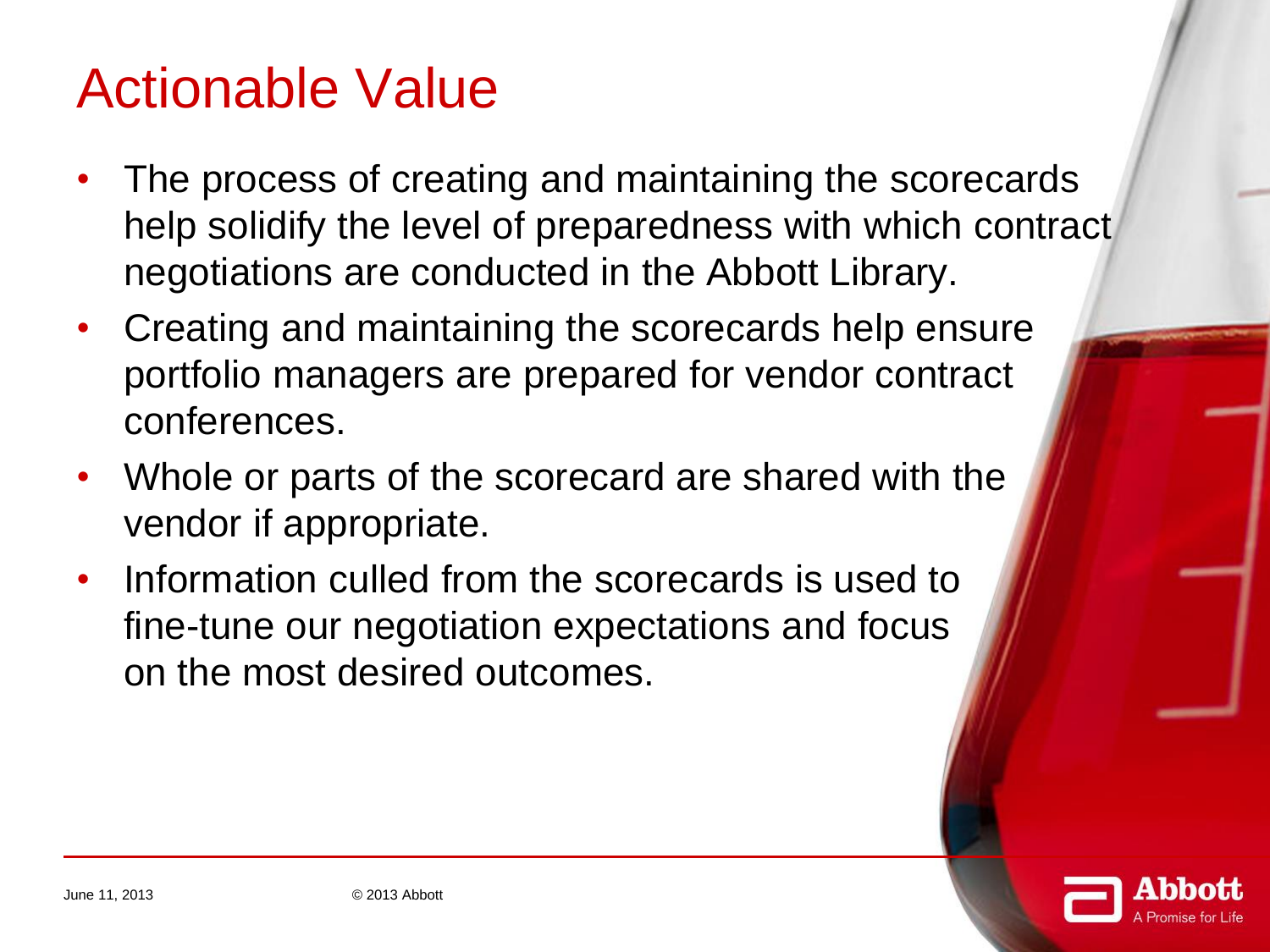# Actionable Value

- The process of creating and maintaining the scorecards help solidify the level of preparedness with which contract negotiations are conducted in the Abbott Library.
- Creating and maintaining the scorecards help ensure portfolio managers are prepared for vendor contract conferences.
- Whole or parts of the scorecard are shared with the vendor if appropriate.
- Information culled from the scorecards is used to fine-tune our negotiation expectations and focus on the most desired outcomes.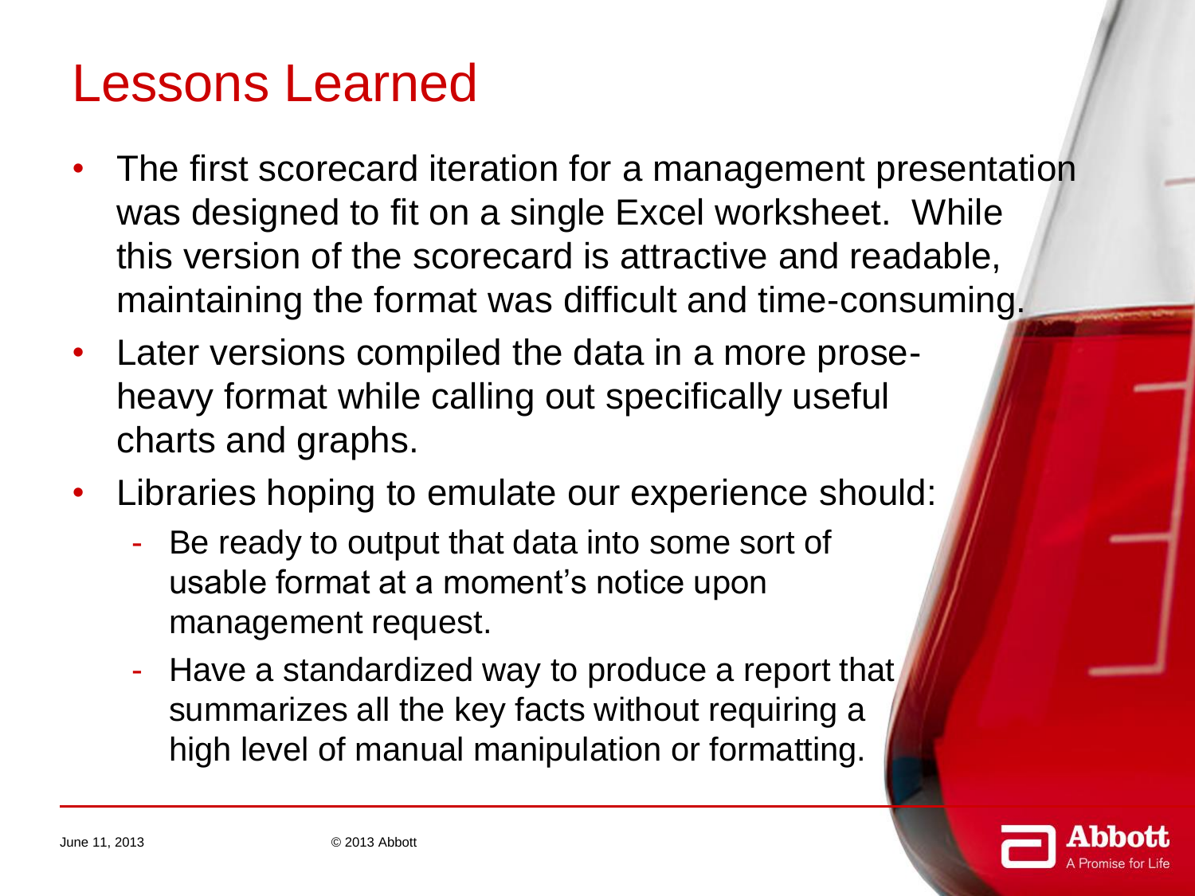# Lessons Learned

- The first scorecard iteration for a management presentation was designed to fit on a single Excel worksheet. While this version of the scorecard is attractive and readable, maintaining the format was difficult and time-consuming.
- Later versions compiled the data in a more prose-heavy format while calling out specifically useful charts and graphs.
- Libraries hoping to emulate our experience should:
  - Be ready to output that data into some sort of usable format at a moment's notice upon management request.
  - Have a standardized way to produce a report that summarizes all the key facts without requiring a high level of manual manipulation or formatting.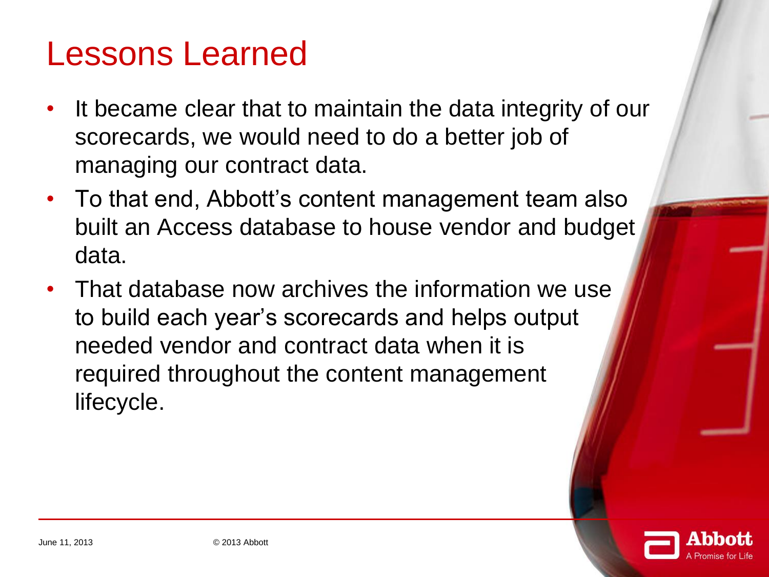# Lessons Learned

- It became clear that to maintain the data integrity of our scorecards, we would need to do a better job of managing our contract data.
- To that end, Abbott's content management team also built an Access database to house vendor and budget data.
- That database now archives the information we use to build each year's scorecards and helps output needed vendor and contract data when it is required throughout the content management lifecycle.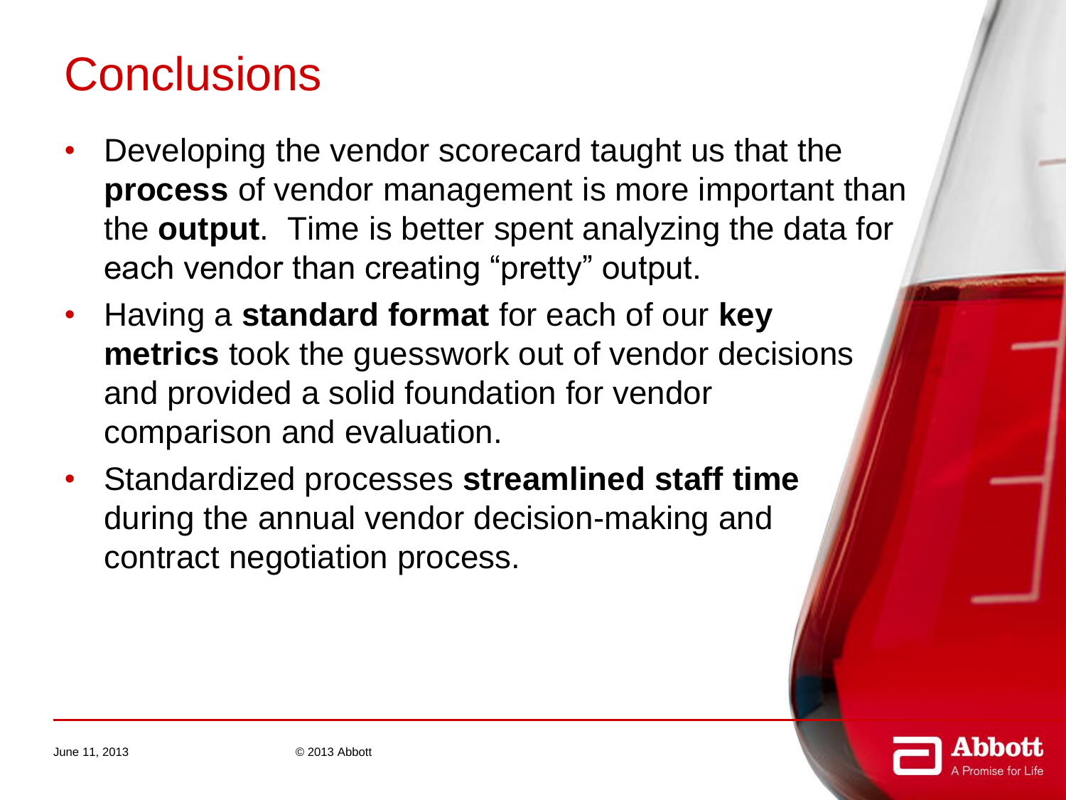# Conclusions

- Developing the vendor scorecard taught us that the **process** of vendor management is more important than the **output**. Time is better spent analyzing the data for each vendor than creating "pretty" output.
- Having a **standard format** for each of our **key metrics** took the guesswork out of vendor decisions and provided a solid foundation for vendor comparison and evaluation.
- Standardized processes **streamlined staff time** during the annual vendor decision-making and contract negotiation process.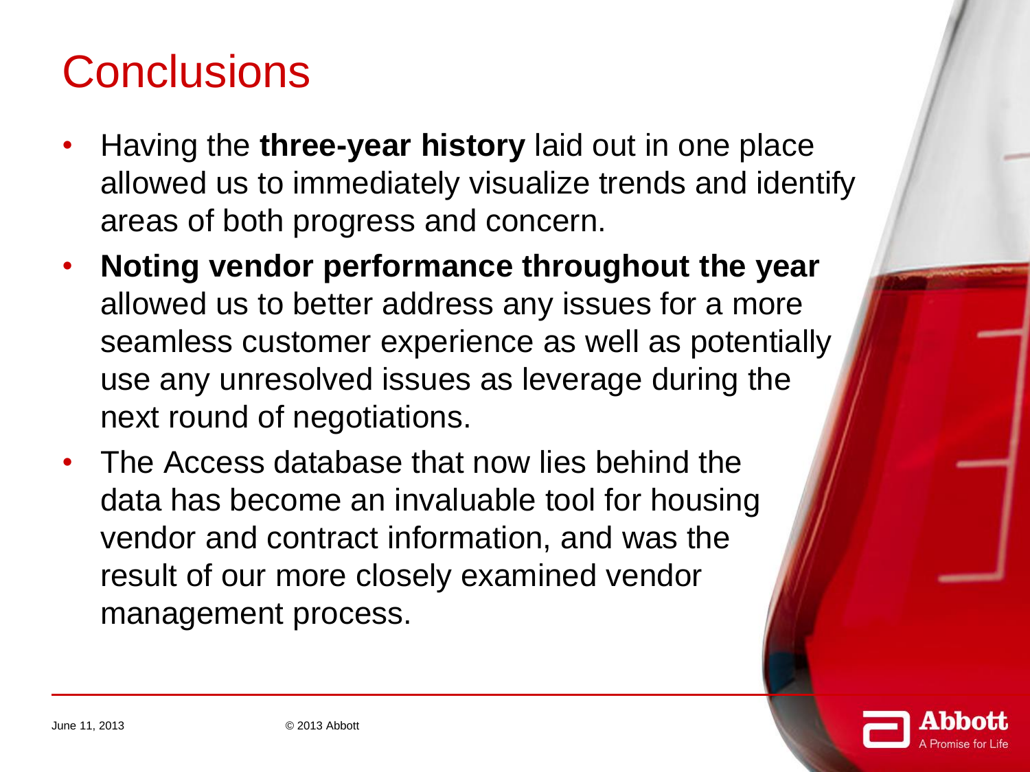# Conclusions

- Having the **three-year history** laid out in one place allowed us to immediately visualize trends and identify areas of both progress and concern.
- **Noting vendor performance throughout the year** allowed us to better address any issues for a more seamless customer experience as well as potentially use any unresolved issues as leverage during the next round of negotiations.
- The Access database that now lies behind the data has become an invaluable tool for housing vendor and contract information, and was the result of our more closely examined vendor management process.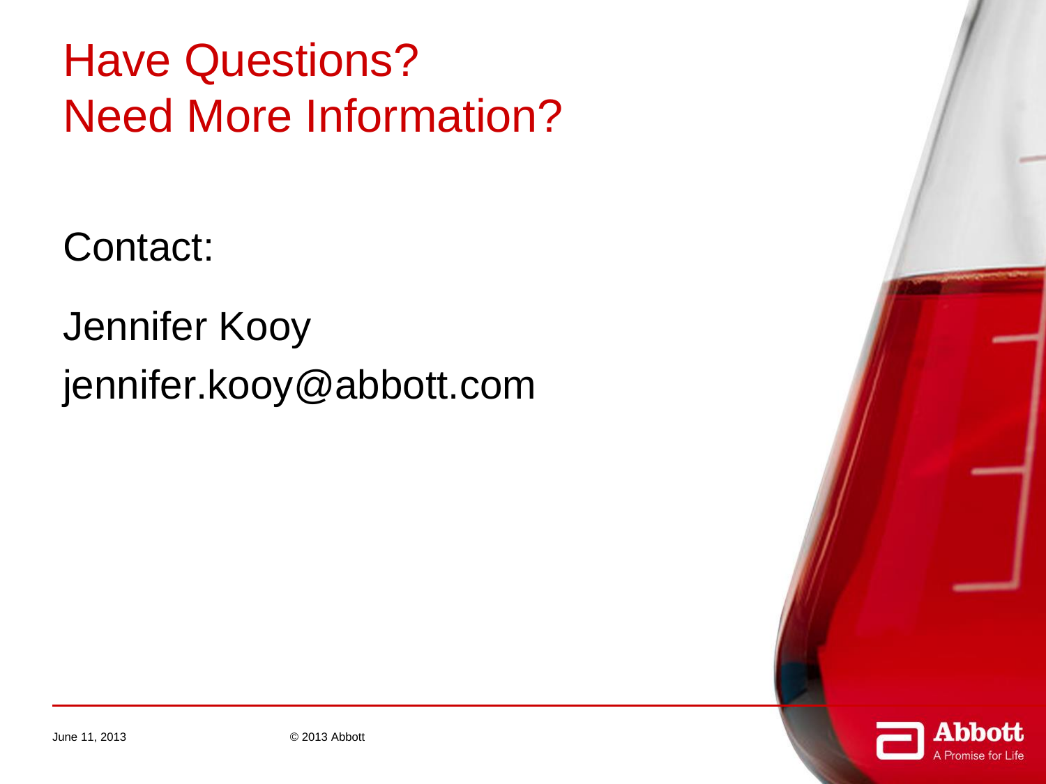# Have Questions?
# Need More Information?

Contact:

Jennifer Kooy

jennifer.kooy@abbott.com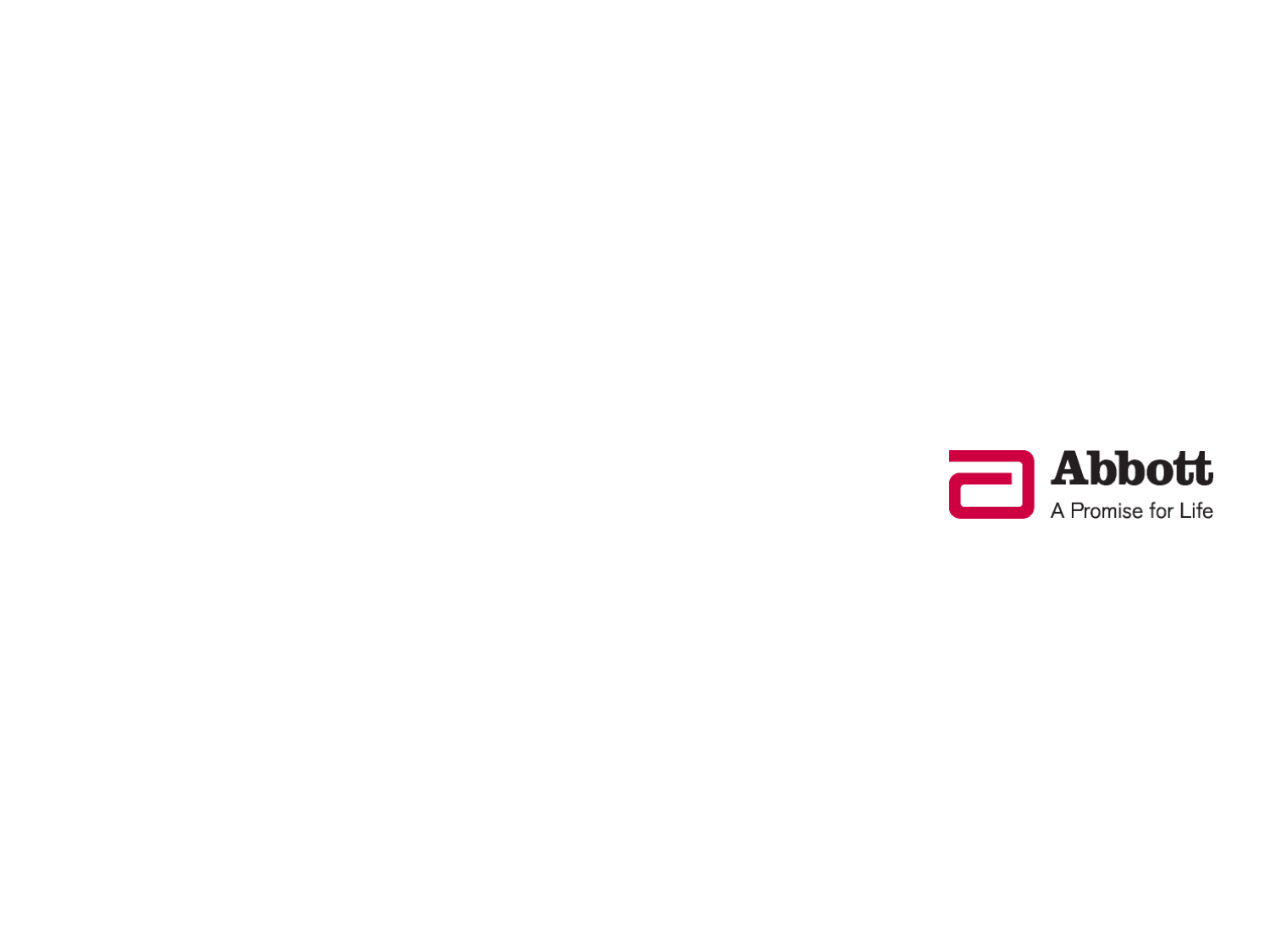Abbott

A Promise for Life